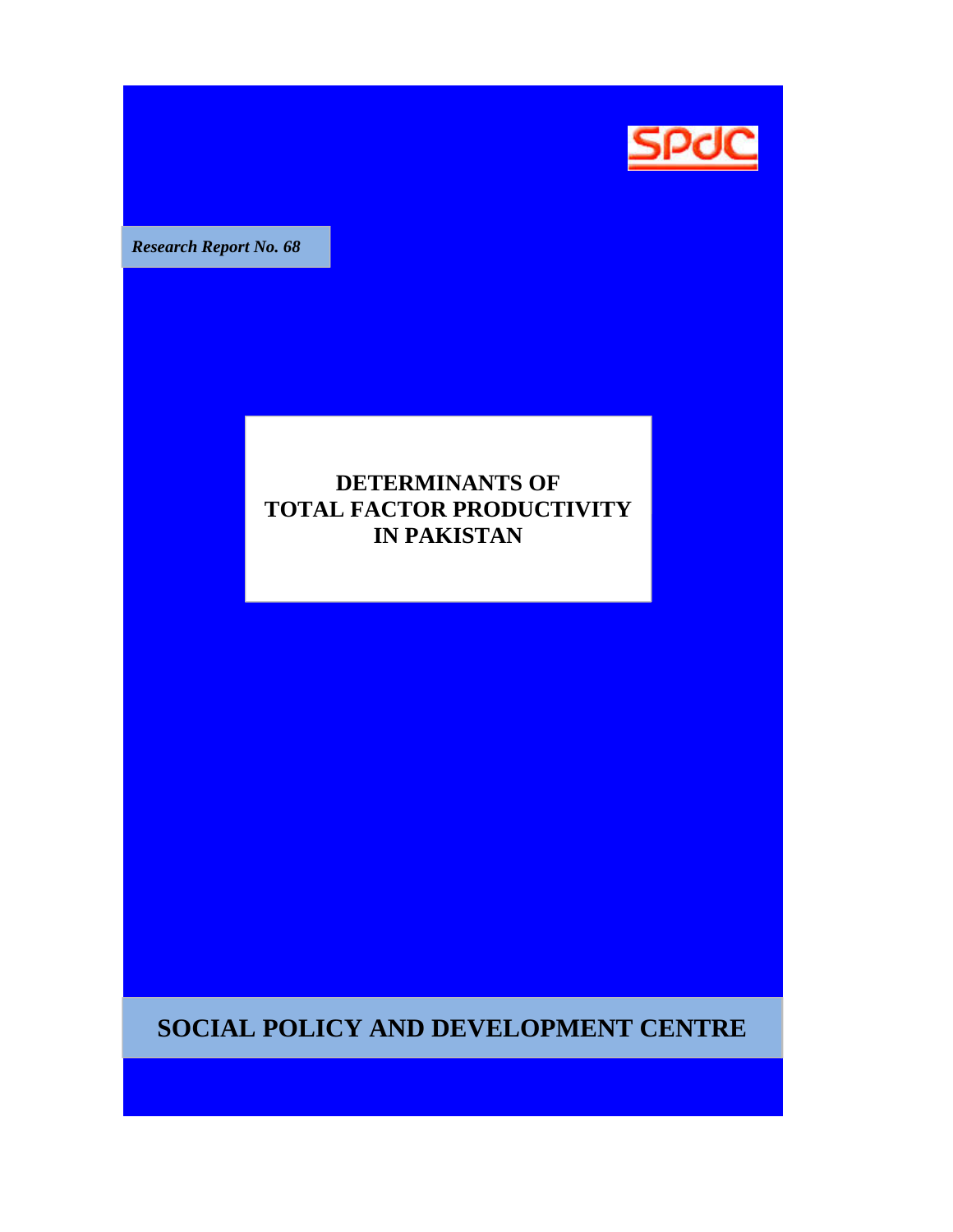SPdC

*Research Report No. 68*

# DETERMINANTS OF TOTAL FACTOR PRODUCTIVITY IN PAKISTAN

## SOCIAL POLICY AND DEVELOPMENT CENTRE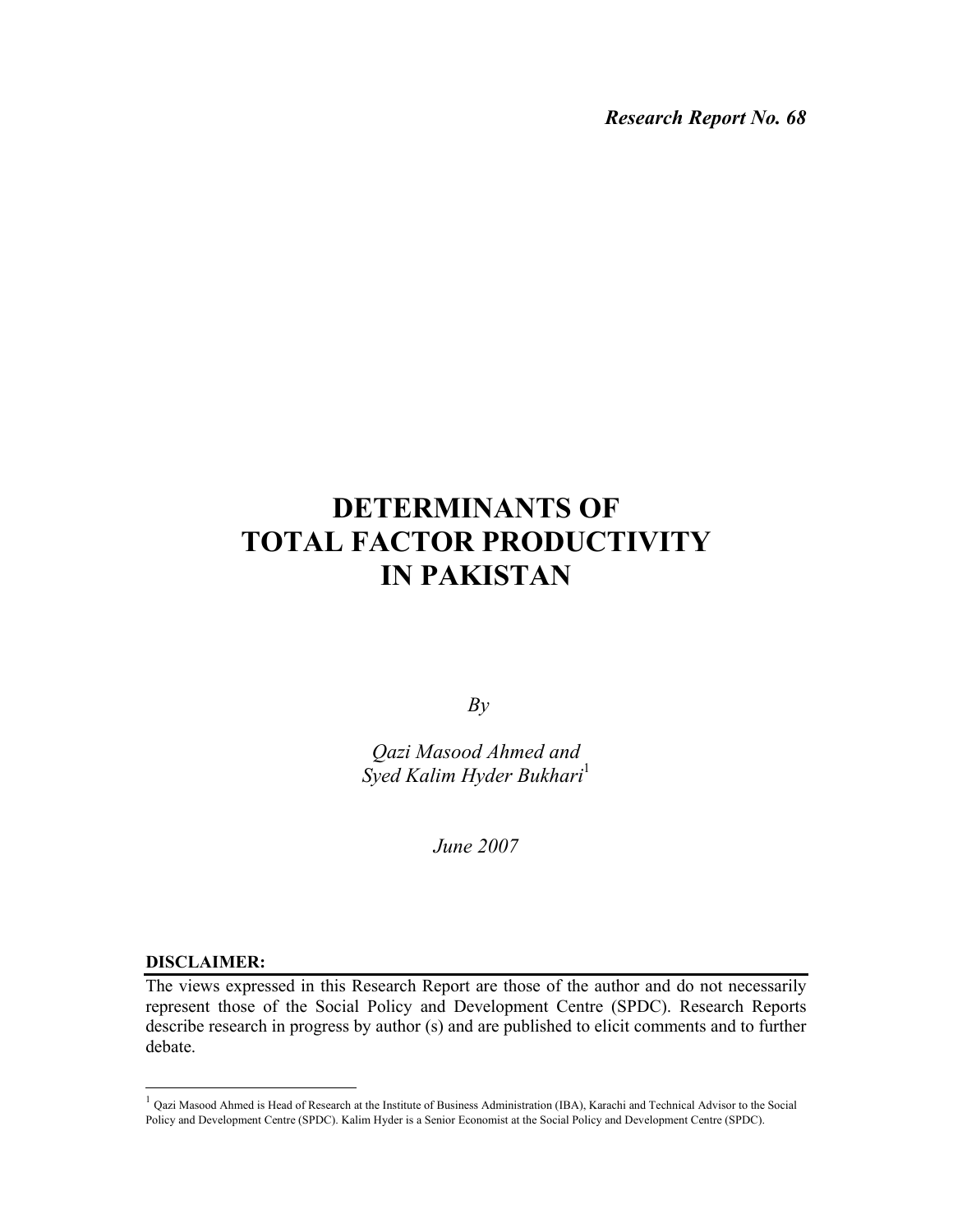*Research Report No. 68*

# DETERMINANTS OF TOTAL FACTOR PRODUCTIVITY IN PAKISTAN

*By*

*Qazi Masood Ahmed and*
*Syed Kalim Hyder Bukhari*[1]

*June 2007*

**DISCLAIMER:**

The views expressed in this Research Report are those of the author and do not necessarily represent those of the Social Policy and Development Centre (SPDC). Research Reports describe research in progress by author (s) and are published to elicit comments and to further debate.

---

[1] Qazi Masood Ahmed is Head of Research at the Institute of Business Administration (IBA), Karachi and Technical Advisor to the Social Policy and Development Centre (SPDC). Kalim Hyder is a Senior Economist at the Social Policy and Development Centre (SPDC).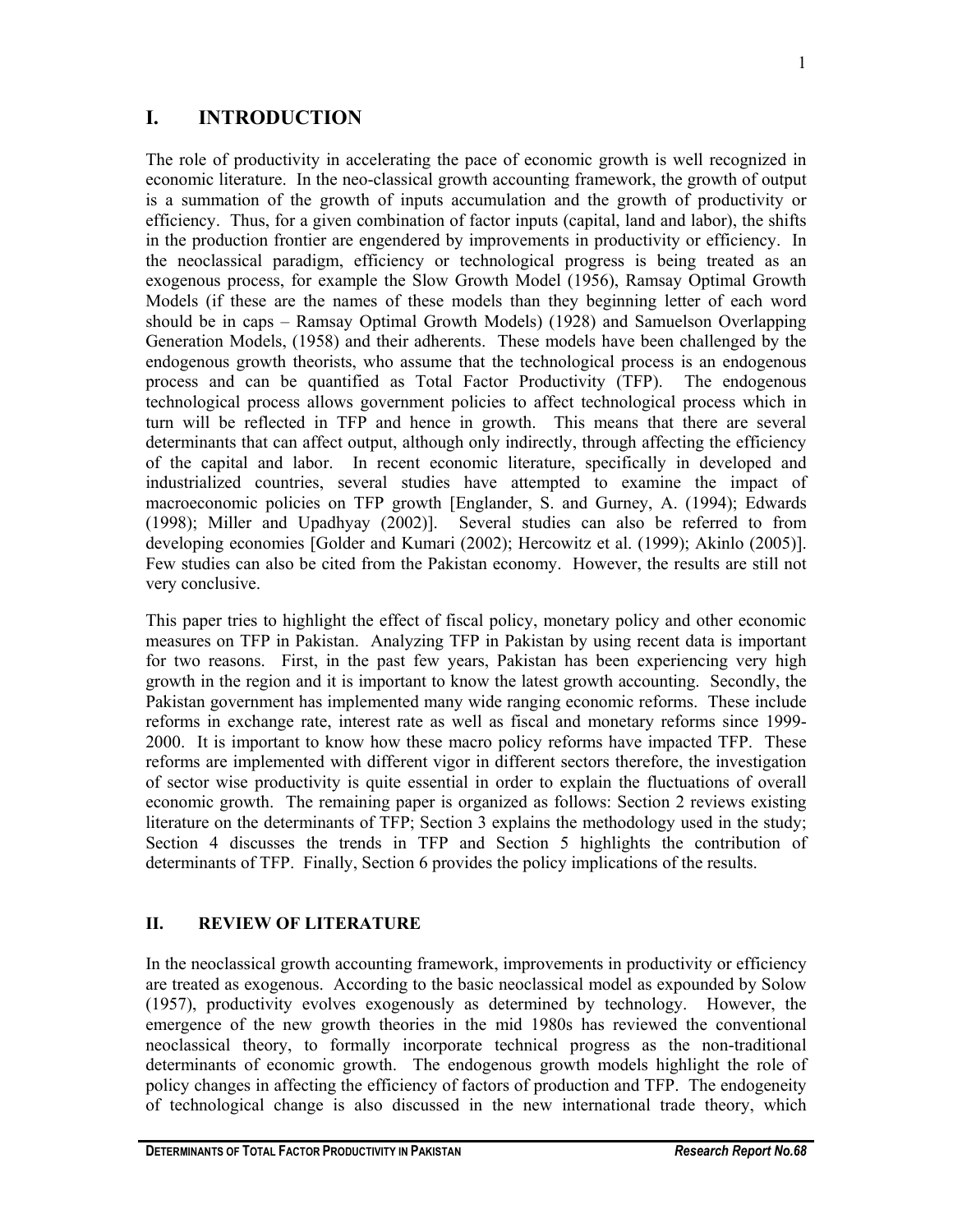# I. INTRODUCTION

The role of productivity in accelerating the pace of economic growth is well recognized in economic literature. In the neo-classical growth accounting framework, the growth of output is a summation of the growth of inputs accumulation and the growth of productivity or efficiency. Thus, for a given combination of factor inputs (capital, land and labor), the shifts in the production frontier are engendered by improvements in productivity or efficiency. In the neoclassical paradigm, efficiency or technological progress is being treated as an exogenous process, for example the Slow Growth Model (1956), Ramsay Optimal Growth Models (if these are the names of these models than they beginning letter of each word should be in caps – Ramsay Optimal Growth Models) (1928) and Samuelson Overlapping Generation Models, (1958) and their adherents. These models have been challenged by the endogenous growth theorists, who assume that the technological process is an endogenous process and can be quantified as Total Factor Productivity (TFP). The endogenous technological process allows government policies to affect technological process which in turn will be reflected in TFP and hence in growth. This means that there are several determinants that can affect output, although only indirectly, through affecting the efficiency of the capital and labor. In recent economic literature, specifically in developed and industrialized countries, several studies have attempted to examine the impact of macroeconomic policies on TFP growth [Englander, S. and Gurney, A. (1994); Edwards (1998); Miller and Upadhyay (2002)]. Several studies can also be referred to from developing economies [Golder and Kumari (2002); Hercowitz et al. (1999); Akinlo (2005)]. Few studies can also be cited from the Pakistan economy. However, the results are still not very conclusive.

This paper tries to highlight the effect of fiscal policy, monetary policy and other economic measures on TFP in Pakistan. Analyzing TFP in Pakistan by using recent data is important for two reasons. First, in the past few years, Pakistan has been experiencing very high growth in the region and it is important to know the latest growth accounting. Secondly, the Pakistan government has implemented many wide ranging economic reforms. These include reforms in exchange rate, interest rate as well as fiscal and monetary reforms since 1999-2000. It is important to know how these macro policy reforms have impacted TFP. These reforms are implemented with different vigor in different sectors therefore, the investigation of sector wise productivity is quite essential in order to explain the fluctuations of overall economic growth. The remaining paper is organized as follows: Section 2 reviews existing literature on the determinants of TFP; Section 3 explains the methodology used in the study; Section 4 discusses the trends in TFP and Section 5 highlights the contribution of determinants of TFP. Finally, Section 6 provides the policy implications of the results.

## II. REVIEW OF LITERATURE

In the neoclassical growth accounting framework, improvements in productivity or efficiency are treated as exogenous. According to the basic neoclassical model as expounded by Solow (1957), productivity evolves exogenously as determined by technology. However, the emergence of the new growth theories in the mid 1980s has reviewed the conventional neoclassical theory, to formally incorporate technical progress as the non-traditional determinants of economic growth. The endogenous growth models highlight the role of policy changes in affecting the efficiency of factors of production and TFP. The endogeneity of technological change is also discussed in the new international trade theory, which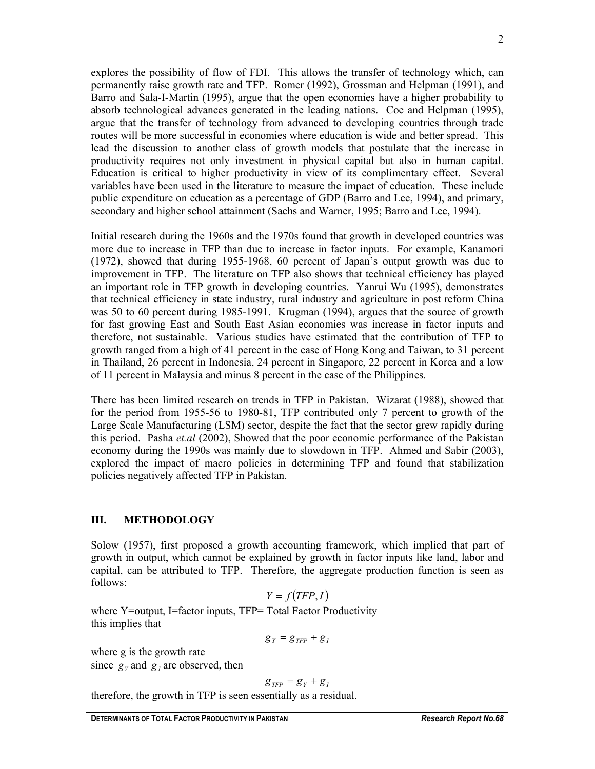explores the possibility of flow of FDI. This allows the transfer of technology which, can permanently raise growth rate and TFP. Romer (1992), Grossman and Helpman (1991), and Barro and Sala-I-Martin (1995), argue that the open economies have a higher probability to absorb technological advances generated in the leading nations. Coe and Helpman (1995), argue that the transfer of technology from advanced to developing countries through trade routes will be more successful in economies where education is wide and better spread. This lead the discussion to another class of growth models that postulate that the increase in productivity requires not only investment in physical capital but also in human capital. Education is critical to higher productivity in view of its complimentary effect. Several variables have been used in the literature to measure the impact of education. These include public expenditure on education as a percentage of GDP (Barro and Lee, 1994), and primary, secondary and higher school attainment (Sachs and Warner, 1995; Barro and Lee, 1994).

Initial research during the 1960s and the 1970s found that growth in developed countries was more due to increase in TFP than due to increase in factor inputs. For example, Kanamori (1972), showed that during 1955-1968, 60 percent of Japan's output growth was due to improvement in TFP. The literature on TFP also shows that technical efficiency has played an important role in TFP growth in developing countries. Yanrui Wu (1995), demonstrates that technical efficiency in state industry, rural industry and agriculture in post reform China was 50 to 60 percent during 1985-1991. Krugman (1994), argues that the source of growth for fast growing East and South East Asian economies was increase in factor inputs and therefore, not sustainable. Various studies have estimated that the contribution of TFP to growth ranged from a high of 41 percent in the case of Hong Kong and Taiwan, to 31 percent in Thailand, 26 percent in Indonesia, 24 percent in Singapore, 22 percent in Korea and a low of 11 percent in Malaysia and minus 8 percent in the case of the Philippines.

There has been limited research on trends in TFP in Pakistan. Wizarat (1988), showed that for the period from 1955-56 to 1980-81, TFP contributed only 7 percent to growth of the Large Scale Manufacturing (LSM) sector, despite the fact that the sector grew rapidly during this period. Pasha *et.al* (2002), Showed that the poor economic performance of the Pakistan economy during the 1990s was mainly due to slowdown in TFP. Ahmed and Sabir (2003), explored the impact of macro policies in determining TFP and found that stabilization policies negatively affected TFP in Pakistan.

## III. METHODOLOGY

Solow (1957), first proposed a growth accounting framework, which implied that part of growth in output, which cannot be explained by growth in factor inputs like land, labor and capital, can be attributed to TFP. Therefore, the aggregate production function is seen as follows:

$$Y = f(TFP, I)$$

where Y=output, I=factor inputs, TFP= Total Factor Productivity
this implies that

$$g_Y = g_{TFP} + g_I$$

where g is the growth rate
since $g_Y$ and $g_I$ are observed, then

$$g_{TFP} = g_Y + g_I$$

therefore, the growth in TFP is seen essentially as a residual.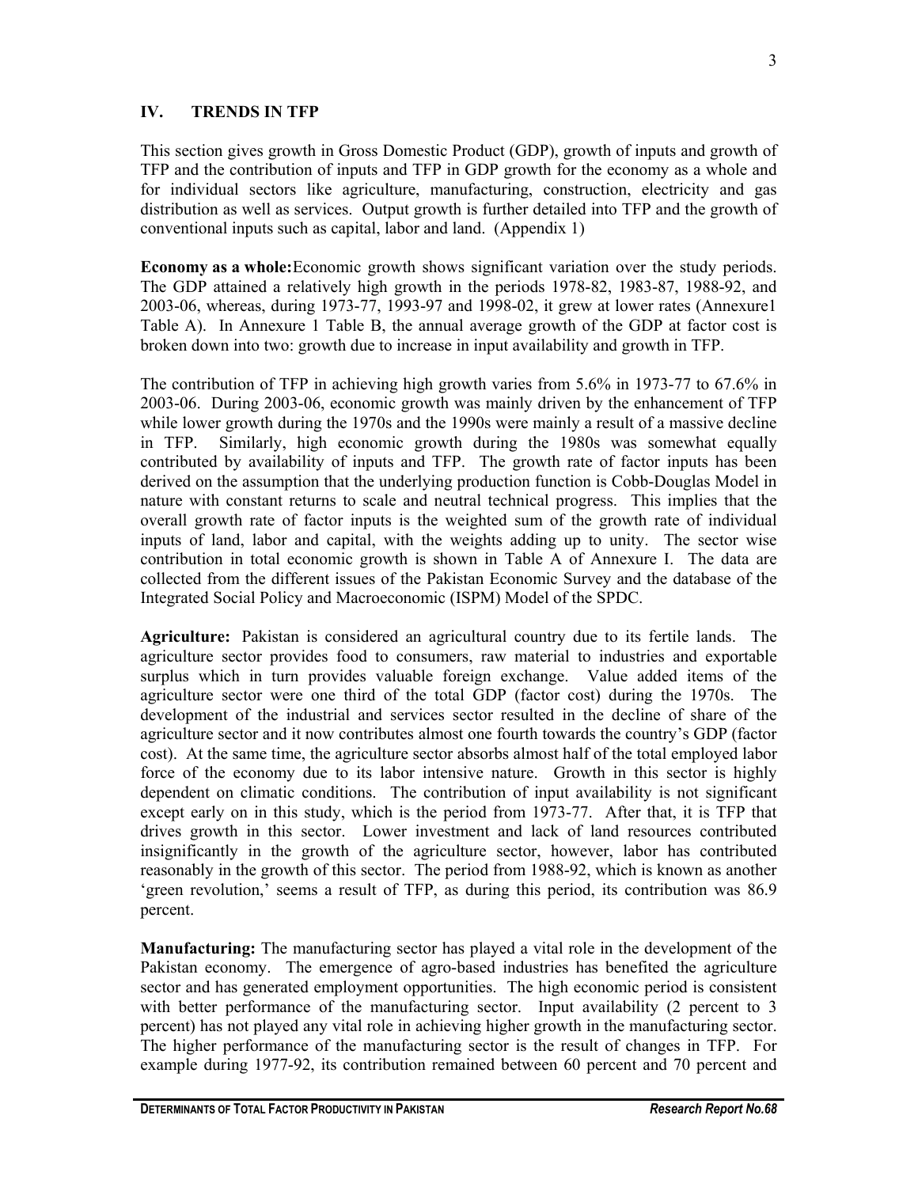## IV. TRENDS IN TFP

This section gives growth in Gross Domestic Product (GDP), growth of inputs and growth of TFP and the contribution of inputs and TFP in GDP growth for the economy as a whole and for individual sectors like agriculture, manufacturing, construction, electricity and gas distribution as well as services. Output growth is further detailed into TFP and the growth of conventional inputs such as capital, labor and land. (Appendix 1)

**Economy as a whole:**Economic growth shows significant variation over the study periods. The GDP attained a relatively high growth in the periods 1978-82, 1983-87, 1988-92, and 2003-06, whereas, during 1973-77, 1993-97 and 1998-02, it grew at lower rates (Annexure1 Table A). In Annexure 1 Table B, the annual average growth of the GDP at factor cost is broken down into two: growth due to increase in input availability and growth in TFP.

The contribution of TFP in achieving high growth varies from 5.6% in 1973-77 to 67.6% in 2003-06. During 2003-06, economic growth was mainly driven by the enhancement of TFP while lower growth during the 1970s and the 1990s were mainly a result of a massive decline in TFP. Similarly, high economic growth during the 1980s was somewhat equally contributed by availability of inputs and TFP. The growth rate of factor inputs has been derived on the assumption that the underlying production function is Cobb-Douglas Model in nature with constant returns to scale and neutral technical progress. This implies that the overall growth rate of factor inputs is the weighted sum of the growth rate of individual inputs of land, labor and capital, with the weights adding up to unity. The sector wise contribution in total economic growth is shown in Table A of Annexure I. The data are collected from the different issues of the Pakistan Economic Survey and the database of the Integrated Social Policy and Macroeconomic (ISPM) Model of the SPDC.

**Agriculture:** Pakistan is considered an agricultural country due to its fertile lands. The agriculture sector provides food to consumers, raw material to industries and exportable surplus which in turn provides valuable foreign exchange. Value added items of the agriculture sector were one third of the total GDP (factor cost) during the 1970s. The development of the industrial and services sector resulted in the decline of share of the agriculture sector and it now contributes almost one fourth towards the country's GDP (factor cost). At the same time, the agriculture sector absorbs almost half of the total employed labor force of the economy due to its labor intensive nature. Growth in this sector is highly dependent on climatic conditions. The contribution of input availability is not significant except early on in this study, which is the period from 1973-77. After that, it is TFP that drives growth in this sector. Lower investment and lack of land resources contributed insignificantly in the growth of the agriculture sector, however, labor has contributed reasonably in the growth of this sector. The period from 1988-92, which is known as another 'green revolution,' seems a result of TFP, as during this period, its contribution was 86.9 percent.

**Manufacturing:** The manufacturing sector has played a vital role in the development of the Pakistan economy. The emergence of agro-based industries has benefited the agriculture sector and has generated employment opportunities. The high economic period is consistent with better performance of the manufacturing sector. Input availability (2 percent to 3 percent) has not played any vital role in achieving higher growth in the manufacturing sector. The higher performance of the manufacturing sector is the result of changes in TFP. For example during 1977-92, its contribution remained between 60 percent and 70 percent and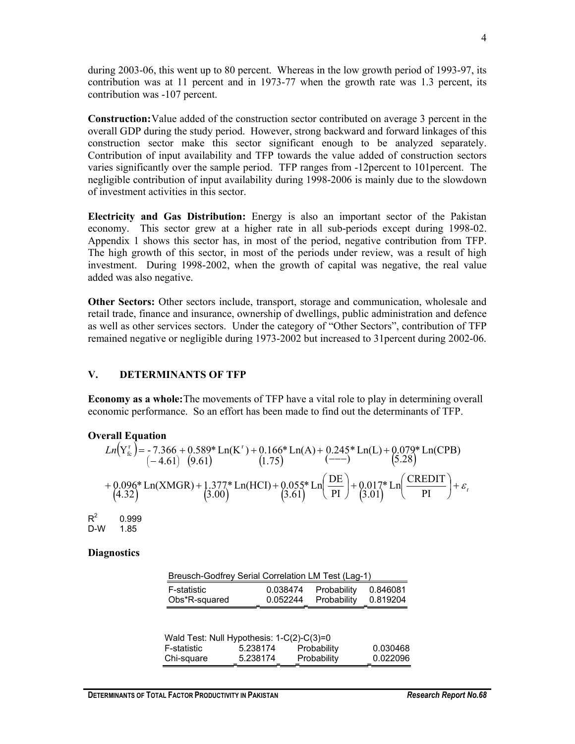during 2003-06, this went up to 80 percent. Whereas in the low growth period of 1993-97, its contribution was at 11 percent and in 1973-77 when the growth rate was 1.3 percent, its contribution was -107 percent.

**Construction:** Value added of the construction sector contributed on average 3 percent in the overall GDP during the study period. However, strong backward and forward linkages of this construction sector make this sector significant enough to be analyzed separately. Contribution of input availability and TFP towards the value added of construction sectors varies significantly over the sample period. TFP ranges from -12percent to 101percent. The negligible contribution of input availability during 1998-2006 is mainly due to the slowdown of investment activities in this sector.

**Electricity and Gas Distribution:** Energy is also an important sector of the Pakistan economy. This sector grew at a higher rate in all sub-periods except during 1998-02. Appendix 1 shows this sector has, in most of the period, negative contribution from TFP. The high growth of this sector, in most of the periods under review, was a result of high investment. During 1998-2002, when the growth of capital was negative, the real value added was also negative.

**Other Sectors:** Other sectors include, transport, storage and communication, wholesale and retail trade, finance and insurance, ownership of dwellings, public administration and defence as well as other services sectors. Under the category of "Other Sectors", contribution of TFP remained negative or negligible during 1973-2002 but increased to 31percent during 2002-06.

## V. DETERMINANTS OF TFP

**Economy as a whole:** The movements of TFP have a vital role to play in determining overall economic performance. So an effort has been made to find out the determinants of TFP.

**Overall Equation**

$$Ln\left(Y_{fc}^{r}\right) = \underset{(-4.61)}{-7.366} + \underset{(9.61)}{0.589}*\mathrm{Ln}(K^{r}) + \underset{(1.75)}{0.166}*\mathrm{Ln}(A) + \underset{(---)}{0.245}*\mathrm{Ln}(L) + \underset{(5.28)}{0.079}*\mathrm{Ln}(CPB)$$

$$+ \underset{(4.32)}{0.096}*\mathrm{Ln}(XMGR) + \underset{(3.00)}{1.377}*\mathrm{Ln}(HCI) + \underset{(3.61)}{0.055}*\mathrm{Ln}\left(\frac{DE}{PI}\right) + \underset{(3.01)}{0.017}*\mathrm{Ln}\left(\frac{CREDIT}{PI}\right) + \varepsilon_{t}$$

$R^2$ 0.999

D-W 1.85

**Diagnostics**

| Breusch-Godfrey Serial Correlation LM Test (Lag-1) | | | |
|---|---|---|---|
| F-statistic | 0.038474 | Probability | 0.846081 |
| Obs*R-squared | 0.052244 | Probability | 0.819204 |

| Wald Test: Null Hypothesis: 1-C(2)-C(3)=0 | | | |
|---|---|---|---|
| F-statistic | 5.238174 | Probability | 0.030468 |
| Chi-square | 5.238174 | Probability | 0.022096 |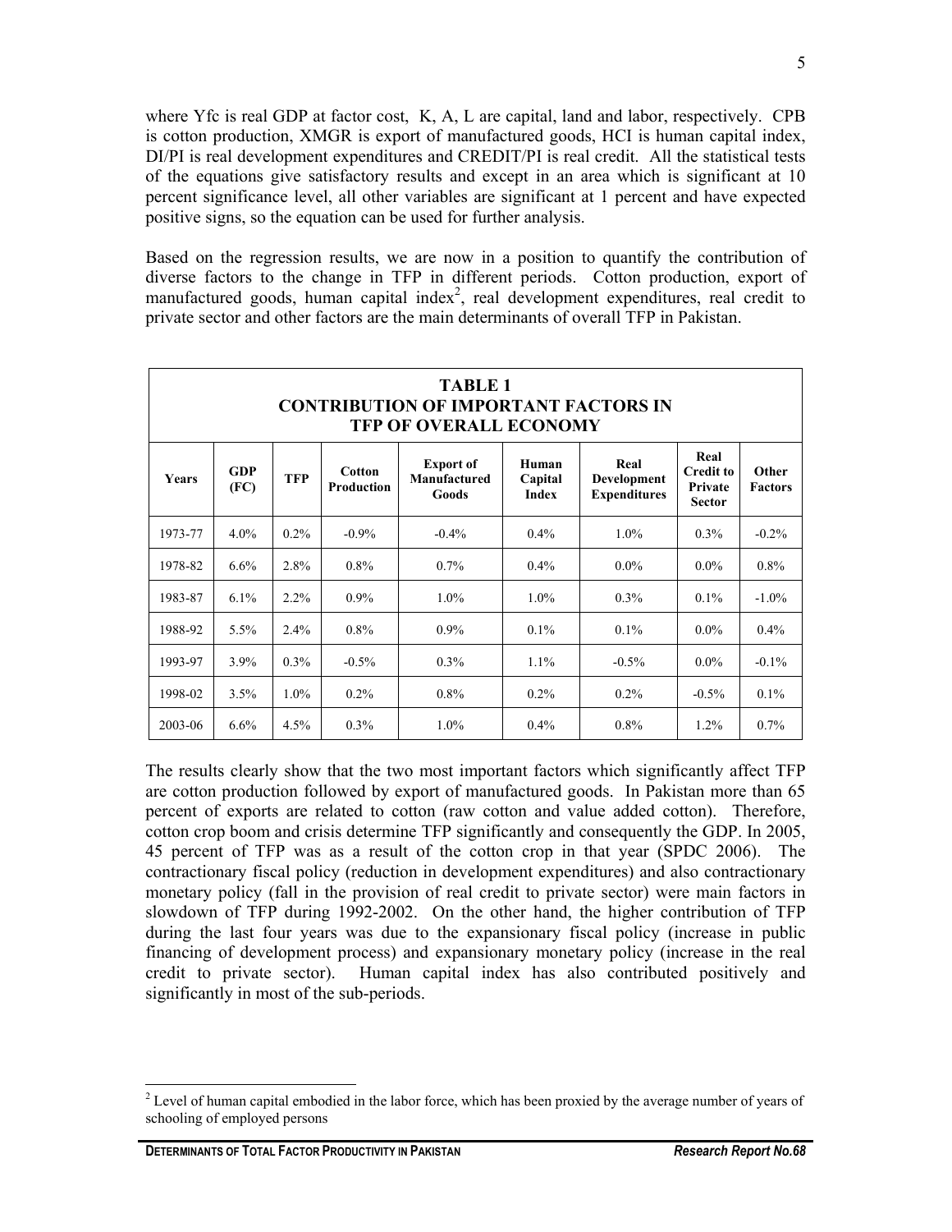where Yfc is real GDP at factor cost, K, A, L are capital, land and labor, respectively. CPB is cotton production, XMGR is export of manufactured goods, HCI is human capital index, DI/PI is real development expenditures and CREDIT/PI is real credit. All the statistical tests of the equations give satisfactory results and except in an area which is significant at 10 percent significance level, all other variables are significant at 1 percent and have expected positive signs, so the equation can be used for further analysis.

Based on the regression results, we are now in a position to quantify the contribution of diverse factors to the change in TFP in different periods. Cotton production, export of manufactured goods, human capital index[2], real development expenditures, real credit to private sector and other factors are the main determinants of overall TFP in Pakistan.

**TABLE 1**
**CONTRIBUTION OF IMPORTANT FACTORS IN TFP OF OVERALL ECONOMY**

| Years | GDP (FC) | TFP | Cotton Production | Export of Manufactured Goods | Human Capital Index | Real Development Expenditures | Real Credit to Private Sector | Other Factors |
|---|---|---|---|---|---|---|---|---|
| 1973-77 | 4.0% | 0.2% | -0.9% | -0.4% | 0.4% | 1.0% | 0.3% | -0.2% |
| 1978-82 | 6.6% | 2.8% | 0.8% | 0.7% | 0.4% | 0.0% | 0.0% | 0.8% |
| 1983-87 | 6.1% | 2.2% | 0.9% | 1.0% | 1.0% | 0.3% | 0.1% | -1.0% |
| 1988-92 | 5.5% | 2.4% | 0.8% | 0.9% | 0.1% | 0.1% | 0.0% | 0.4% |
| 1993-97 | 3.9% | 0.3% | -0.5% | 0.3% | 1.1% | -0.5% | 0.0% | -0.1% |
| 1998-02 | 3.5% | 1.0% | 0.2% | 0.8% | 0.2% | 0.2% | -0.5% | 0.1% |
| 2003-06 | 6.6% | 4.5% | 0.3% | 1.0% | 0.4% | 0.8% | 1.2% | 0.7% |

The results clearly show that the two most important factors which significantly affect TFP are cotton production followed by export of manufactured goods. In Pakistan more than 65 percent of exports are related to cotton (raw cotton and value added cotton). Therefore, cotton crop boom and crisis determine TFP significantly and consequently the GDP. In 2005, 45 percent of TFP was as a result of the cotton crop in that year (SPDC 2006). The contractionary fiscal policy (reduction in development expenditures) and also contractionary monetary policy (fall in the provision of real credit to private sector) were main factors in slowdown of TFP during 1992-2002. On the other hand, the higher contribution of TFP during the last four years was due to the expansionary fiscal policy (increase in public financing of development process) and expansionary monetary policy (increase in the real credit to private sector). Human capital index has also contributed positively and significantly in most of the sub-periods.

[2] Level of human capital embodied in the labor force, which has been proxied by the average number of years of schooling of employed persons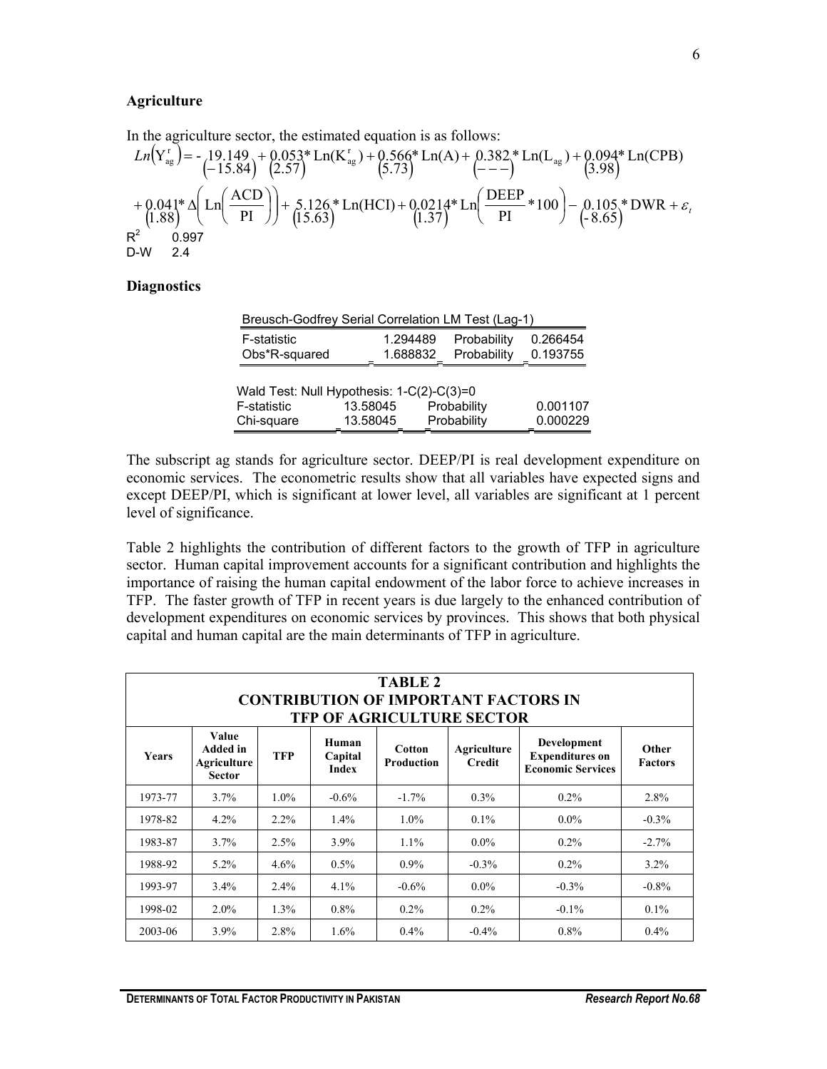**Agriculture**

In the agriculture sector, the estimated equation is as follows:

$$
Ln\left(Y^{r}_{ag}\right) = -\underset{(-15.84)}{19.149} + \underset{(2.57)}{0.053}*\text{Ln}(K^{r}_{ag}) + \underset{(5.73)}{0.566}*\text{Ln}(A) + \underset{(---)}{0.382}*\text{Ln}(L_{ag}) + \underset{(3.98)}{0.094}*\text{Ln}(CPB)
$$

$$
+ \underset{(1.88)}{0.041}*\Delta\left(\text{Ln}\left(\frac{ACD}{PI}\right)\right) + \underset{(15.63)}{5.126}*\text{Ln}(HCI) + \underset{(1.37)}{0.0214}*\text{Ln}\left(\frac{DEEP}{PI}*100\right) - \underset{(-8.65)}{0.105}*DWR + \varepsilon_t
$$

$R^2$ 0.997
D-W 2.4

**Diagnostics**

| Breusch-Godfrey Serial Correlation LM Test (Lag-1) | | | |
|---|---|---|---|
| F-statistic | 1.294489 | Probability | 0.266454 |
| Obs*R-squared | 1.688832 | Probability | 0.193755 |

| Wald Test: Null Hypothesis: 1-C(2)-C(3)=0 | | | |
|---|---|---|---|
| F-statistic | 13.58045 | Probability | 0.001107 |
| Chi-square | 13.58045 | Probability | 0.000229 |

The subscript ag stands for agriculture sector. DEEP/PI is real development expenditure on economic services. The econometric results show that all variables have expected signs and except DEEP/PI, which is significant at lower level, all variables are significant at 1 percent level of significance.

Table 2 highlights the contribution of different factors to the growth of TFP in agriculture sector. Human capital improvement accounts for a significant contribution and highlights the importance of raising the human capital endowment of the labor force to achieve increases in TFP. The faster growth of TFP in recent years is due largely to the enhanced contribution of development expenditures on economic services by provinces. This shows that both physical capital and human capital are the main determinants of TFP in agriculture.

**TABLE 2**
**CONTRIBUTION OF IMPORTANT FACTORS IN TFP OF AGRICULTURE SECTOR**

| Years | Value Added in Agriculture Sector | TFP | Human Capital Index | Cotton Production | Agriculture Credit | Development Expenditures on Economic Services | Other Factors |
|---|---|---|---|---|---|---|---|
| 1973-77 | 3.7% | 1.0% | -0.6% | -1.7% | 0.3% | 0.2% | 2.8% |
| 1978-82 | 4.2% | 2.2% | 1.4% | 1.0% | 0.1% | 0.0% | -0.3% |
| 1983-87 | 3.7% | 2.5% | 3.9% | 1.1% | 0.0% | 0.2% | -2.7% |
| 1988-92 | 5.2% | 4.6% | 0.5% | 0.9% | -0.3% | 0.2% | 3.2% |
| 1993-97 | 3.4% | 2.4% | 4.1% | -0.6% | 0.0% | -0.3% | -0.8% |
| 1998-02 | 2.0% | 1.3% | 0.8% | 0.2% | 0.2% | -0.1% | 0.1% |
| 2003-06 | 3.9% | 2.8% | 1.6% | 0.4% | -0.4% | 0.8% | 0.4% |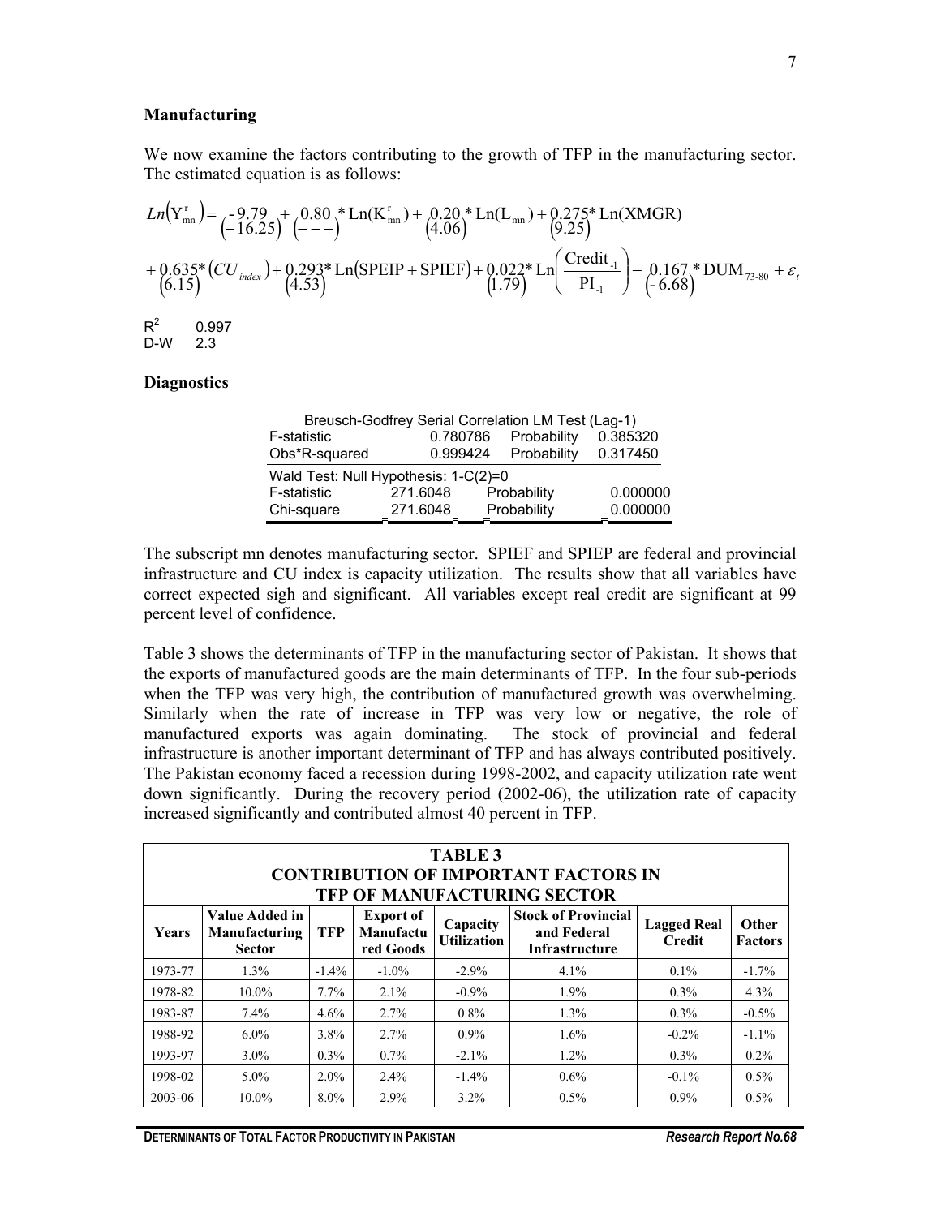### Manufacturing

We now examine the factors contributing to the growth of TFP in the manufacturing sector. The estimated equation is as follows:

$$Ln\left(Y^{r}_{mn}\right) = \underset{(-16.25)}{-9.79} + \underset{(---)}{0.80} * \text{Ln}(K^{r}_{mn}) + \underset{(4.06)}{0.20} * \text{Ln}(L_{mn}) + \underset{(9.25)}{0.275} * \text{Ln(XMGR)}$$

$$+ \underset{(6.15)}{0.635} * \left(CU_{index}\right) + \underset{(4.53)}{0.293} * \text{Ln}\left(\text{SPEIP} + \text{SPIEF}\right) + \underset{(1.79)}{0.022} * \text{Ln}\left(\frac{\text{Credit}_{-1}}{\text{PI}_{-1}}\right) - \underset{(-6.68)}{0.167} * \text{DUM}_{73\text{-}80} + \varepsilon_{t}$$

$R^2$ 0.997
D-W 2.3

### Diagnostics

| Breusch-Godfrey Serial Correlation LM Test (Lag-1) | | | |
|---|---|---|---|
| F-statistic | 0.780786 | Probability | 0.385320 |
| Obs*R-squared | 0.999424 | Probability | 0.317450 |
| **Wald Test: Null Hypothesis: 1-C(2)=0** | | | |
| F-statistic | 271.6048 | Probability | 0.000000 |
| Chi-square | 271.6048 | Probability | 0.000000 |

The subscript mn denotes manufacturing sector. SPIEF and SPIEP are federal and provincial infrastructure and CU index is capacity utilization. The results show that all variables have correct expected sigh and significant. All variables except real credit are significant at 99 percent level of confidence.

Table 3 shows the determinants of TFP in the manufacturing sector of Pakistan. It shows that the exports of manufactured goods are the main determinants of TFP. In the four sub-periods when the TFP was very high, the contribution of manufactured growth was overwhelming. Similarly when the rate of increase in TFP was very low or negative, the role of manufactured exports was again dominating. The stock of provincial and federal infrastructure is another important determinant of TFP and has always contributed positively. The Pakistan economy faced a recession during 1998-2002, and capacity utilization rate went down significantly. During the recovery period (2002-06), the utilization rate of capacity increased significantly and contributed almost 40 percent in TFP.

**TABLE 3**
**CONTRIBUTION OF IMPORTANT FACTORS IN TFP OF MANUFACTURING SECTOR**

| Years | Value Added in Manufacturing Sector | TFP | Export of Manufactured Goods | Capacity Utilization | Stock of Provincial and Federal Infrastructure | Lagged Real Credit | Other Factors |
|---|---|---|---|---|---|---|---|
| 1973-77 | 1.3% | -1.4% | -1.0% | -2.9% | 4.1% | 0.1% | -1.7% |
| 1978-82 | 10.0% | 7.7% | 2.1% | -0.9% | 1.9% | 0.3% | 4.3% |
| 1983-87 | 7.4% | 4.6% | 2.7% | 0.8% | 1.3% | 0.3% | -0.5% |
| 1988-92 | 6.0% | 3.8% | 2.7% | 0.9% | 1.6% | -0.2% | -1.1% |
| 1993-97 | 3.0% | 0.3% | 0.7% | -2.1% | 1.2% | 0.3% | 0.2% |
| 1998-02 | 5.0% | 2.0% | 2.4% | -1.4% | 0.6% | -0.1% | 0.5% |
| 2003-06 | 10.0% | 8.0% | 2.9% | 3.2% | 0.5% | 0.9% | 0.5% |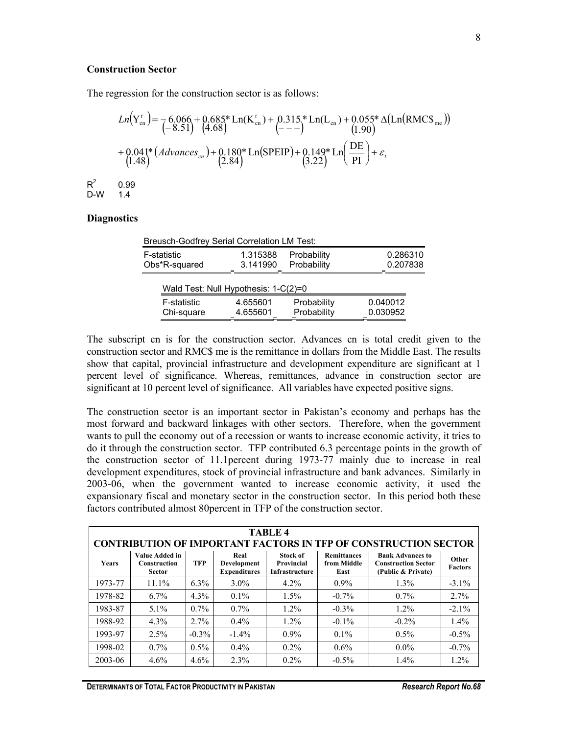**Construction Sector**

The regression for the construction sector is as follows:

$$
Ln\left(Y_{cn}^{r}\right) = \underset{(-8.51)}{-6.066} + \underset{(4.68)}{0.685} * Ln(K_{cn}^{r}) + \underset{(---)}{0.315} * Ln(L_{cn}) + \underset{(1.90)}{0.055} * \Delta\left(Ln\left(RMC\$_{me}\right)\right)
$$

$$
+ \underset{(1.48)}{0.041} * \left(Advances_{cn}\right) + \underset{(2.84)}{0.180} * Ln(SPEIP) + \underset{(3.22)}{0.149} * Ln\left(\frac{DE}{PI}\right) + \varepsilon_{t}
$$

$R^2$ 0.99

D-W 1.4

**Diagnostics**

| Breusch-Godfrey Serial Correlation LM Test: | | | |
|---|---|---|---|
| F-statistic | 1.315388 | Probability | 0.286310 |
| Obs*R-squared | 3.141990 | Probability | 0.207838 |

| Wald Test: Null Hypothesis: 1-C(2)=0 | | | |
|---|---|---|---|
| F-statistic | 4.655601 | Probability | 0.040012 |
| Chi-square | 4.655601 | Probability | 0.030952 |

The subscript cn is for the construction sector. Advances cn is total credit given to the construction sector and RMC$ me is the remittance in dollars from the Middle East. The results show that capital, provincial infrastructure and development expenditure are significant at 1 percent level of significance. Whereas, remittances, advance in construction sector are significant at 10 percent level of significance. All variables have expected positive signs.

The construction sector is an important sector in Pakistan's economy and perhaps has the most forward and backward linkages with other sectors. Therefore, when the government wants to pull the economy out of a recession or wants to increase economic activity, it tries to do it through the construction sector. TFP contributed 6.3 percentage points in the growth of the construction sector of 11.1percent during 1973-77 mainly due to increase in real development expenditures, stock of provincial infrastructure and bank advances. Similarly in 2003-06, when the government wanted to increase economic activity, it used the expansionary fiscal and monetary sector in the construction sector. In this period both these factors contributed almost 80percent in TFP of the construction sector.

**TABLE 4**

**CONTRIBUTION OF IMPORTANT FACTORS IN TFP OF CONSTRUCTION SECTOR**

| Years | Value Added in Construction Sector | TFP | Real Development Expenditures | Stock of Provincial Infrastructure | Remittances from Middle East | Bank Advances to Construction Sector (Public & Private) | Other Factors |
|---|---|---|---|---|---|---|---|
| 1973-77 | 11.1% | 6.3% | 3.0% | 4.2% | 0.9% | 1.3% | -3.1% |
| 1978-82 | 6.7% | 4.3% | 0.1% | 1.5% | -0.7% | 0.7% | 2.7% |
| 1983-87 | 5.1% | 0.7% | 0.7% | 1.2% | -0.3% | 1.2% | -2.1% |
| 1988-92 | 4.3% | 2.7% | 0.4% | 1.2% | -0.1% | -0.2% | 1.4% |
| 1993-97 | 2.5% | -0.3% | -1.4% | 0.9% | 0.1% | 0.5% | -0.5% |
| 1998-02 | 0.7% | 0.5% | 0.4% | 0.2% | 0.6% | 0.0% | -0.7% |
| 2003-06 | 4.6% | 4.6% | 2.3% | 0.2% | -0.5% | 1.4% | 1.2% |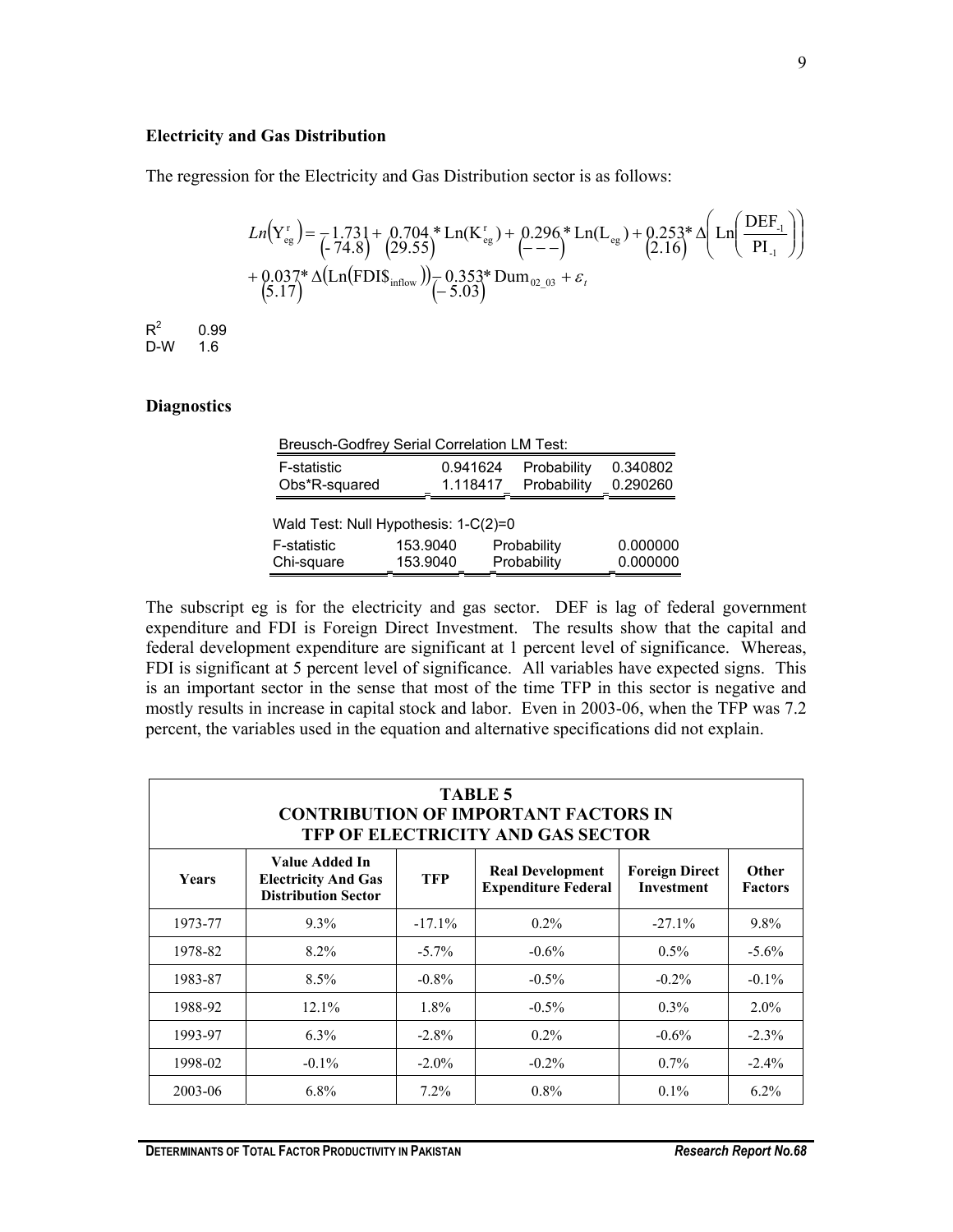**Electricity and Gas Distribution**

The regression for the Electricity and Gas Distribution sector is as follows:

$$
\begin{aligned}
Ln\left(Y_{eg}^{r}\right) = &\underset{(-74.8)}{-1.731} + \underset{(29.55)}{0.704} * \mathrm{Ln}(K_{eg}^{r}) + \underset{(---)}{0.296} * \mathrm{Ln}(L_{eg}) + \underset{(2.16)}{0.253} * \Delta\left(\mathrm{Ln}\left(\frac{DEF_{-1}}{PI_{-1}}\right)\right) \\
&+ \underset{(5.17)}{0.037} * \Delta\left(\mathrm{Ln}\left(FDI\$_{inflow}\right)\right) \underset{(-5.03)}{-0.353} * \mathrm{Dum}_{02\_03} + \varepsilon_t
\end{aligned}
$$

$R^2$ 0.99
D-W 1.6

**Diagnostics**

| Breusch-Godfrey Serial Correlation LM Test: | | | |
|---|---|---|---|
| F-statistic | 0.941624 | Probability | 0.340802 |
| Obs*R-squared | 1.118417 | Probability | 0.290260 |

| Wald Test: Null Hypothesis: 1-C(2)=0 | | | |
|---|---|---|---|
| F-statistic | 153.9040 | Probability | 0.000000 |
| Chi-square | 153.9040 | Probability | 0.000000 |

The subscript eg is for the electricity and gas sector. DEF is lag of federal government expenditure and FDI is Foreign Direct Investment. The results show that the capital and federal development expenditure are significant at 1 percent level of significance. Whereas, FDI is significant at 5 percent level of significance. All variables have expected signs. This is an important sector in the sense that most of the time TFP in this sector is negative and mostly results in increase in capital stock and labor. Even in 2003-06, when the TFP was 7.2 percent, the variables used in the equation and alternative specifications did not explain.

**TABLE 5**
**CONTRIBUTION OF IMPORTANT FACTORS IN TFP OF ELECTRICITY AND GAS SECTOR**

| Years | Value Added In Electricity And Gas Distribution Sector | TFP | Real Development Expenditure Federal | Foreign Direct Investment | Other Factors |
|---|---|---|---|---|---|
| 1973-77 | 9.3% | -17.1% | 0.2% | -27.1% | 9.8% |
| 1978-82 | 8.2% | -5.7% | -0.6% | 0.5% | -5.6% |
| 1983-87 | 8.5% | -0.8% | -0.5% | -0.2% | -0.1% |
| 1988-92 | 12.1% | 1.8% | -0.5% | 0.3% | 2.0% |
| 1993-97 | 6.3% | -2.8% | 0.2% | -0.6% | -2.3% |
| 1998-02 | -0.1% | -2.0% | -0.2% | 0.7% | -2.4% |
| 2003-06 | 6.8% | 7.2% | 0.8% | 0.1% | 6.2% |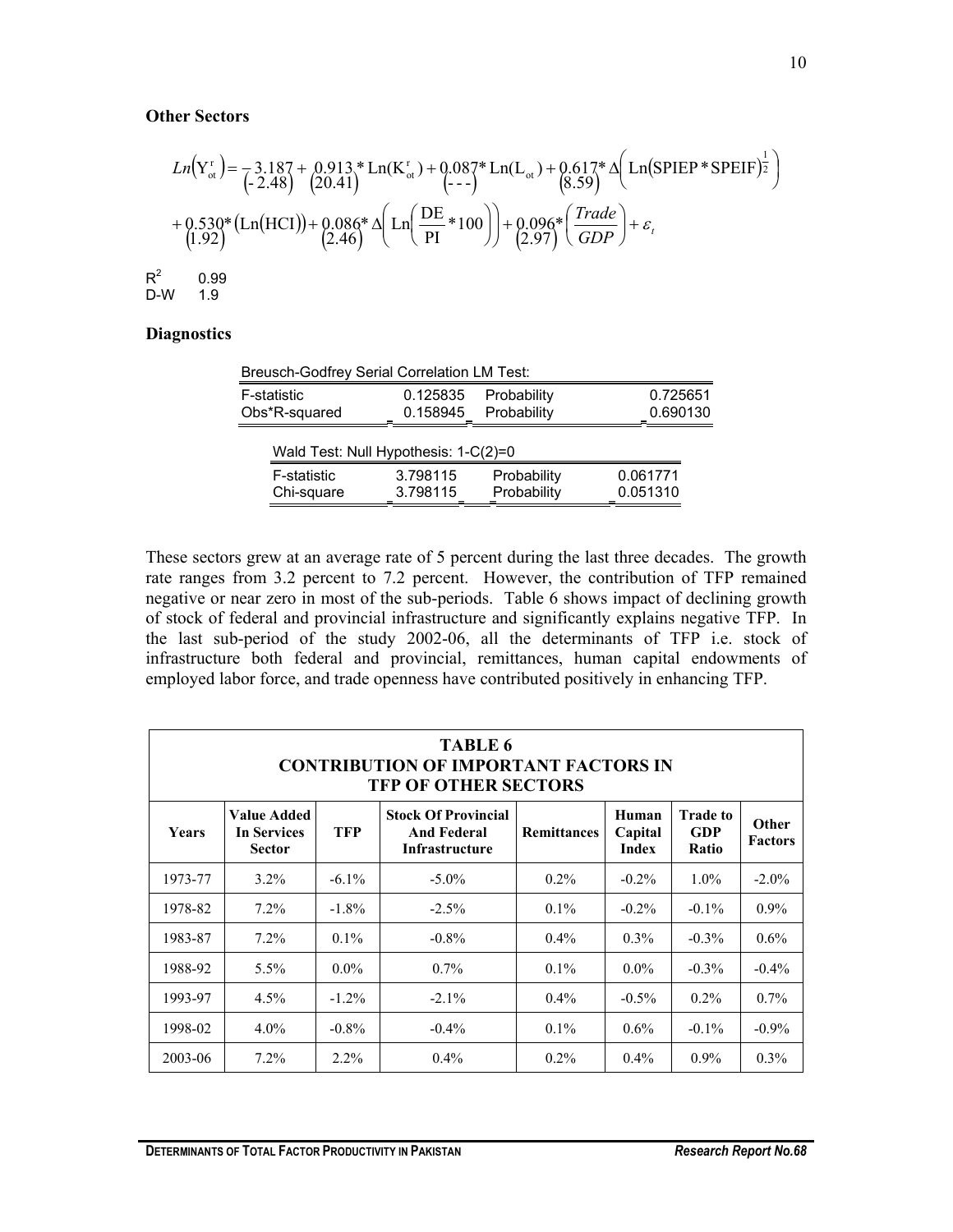**Other Sectors**

$$Ln\left(Y^{r}_{ot}\right) = \underset{(-2.48)}{-3.187} + \underset{(20.41)}{0.913}*\text{Ln}(K^{r}_{ot}) + \underset{(---)}{0.087}*\text{Ln}(L_{ot}) + \underset{(8.59)}{0.617}*\Delta\left(\text{Ln}(\text{SPIEP}*\text{SPEIF})^{\frac{1}{2}}\right)$$

$$+ \underset{(1.92)}{0.530}*\left(\text{Ln}(\text{HCI})\right) + \underset{(2.46)}{0.086}*\Delta\left(\text{Ln}\left(\frac{\text{DE}}{\text{PI}}*100\right)\right) + \underset{(2.97)}{0.096}*\left(\frac{Trade}{GDP}\right) + \varepsilon_t$$

$R^2$ 0.99
D-W 1.9

**Diagnostics**

| Breusch-Godfrey Serial Correlation LM Test: | | | |
|---|---|---|---|
| F-statistic | 0.125835 | Probability | 0.725651 |
| Obs*R-squared | 0.158945 | Probability | 0.690130 |

| Wald Test: Null Hypothesis: 1-C(2)=0 | | | |
|---|---|---|---|
| F-statistic | 3.798115 | Probability | 0.061771 |
| Chi-square | 3.798115 | Probability | 0.051310 |

These sectors grew at an average rate of 5 percent during the last three decades. The growth rate ranges from 3.2 percent to 7.2 percent. However, the contribution of TFP remained negative or near zero in most of the sub-periods. Table 6 shows impact of declining growth of stock of federal and provincial infrastructure and significantly explains negative TFP. In the last sub-period of the study 2002-06, all the determinants of TFP i.e. stock of infrastructure both federal and provincial, remittances, human capital endowments of employed labor force, and trade openness have contributed positively in enhancing TFP.

**TABLE 6**
**CONTRIBUTION OF IMPORTANT FACTORS IN TFP OF OTHER SECTORS**

| Years | Value Added In Services Sector | TFP | Stock Of Provincial And Federal Infrastructure | Remittances | Human Capital Index | Trade to GDP Ratio | Other Factors |
|---|---|---|---|---|---|---|---|
| 1973-77 | 3.2% | -6.1% | -5.0% | 0.2% | -0.2% | 1.0% | -2.0% |
| 1978-82 | 7.2% | -1.8% | -2.5% | 0.1% | -0.2% | -0.1% | 0.9% |
| 1983-87 | 7.2% | 0.1% | -0.8% | 0.4% | 0.3% | -0.3% | 0.6% |
| 1988-92 | 5.5% | 0.0% | 0.7% | 0.1% | 0.0% | -0.3% | -0.4% |
| 1993-97 | 4.5% | -1.2% | -2.1% | 0.4% | -0.5% | 0.2% | 0.7% |
| 1998-02 | 4.0% | -0.8% | -0.4% | 0.1% | 0.6% | -0.1% | -0.9% |
| 2003-06 | 7.2% | 2.2% | 0.4% | 0.2% | 0.4% | 0.9% | 0.3% |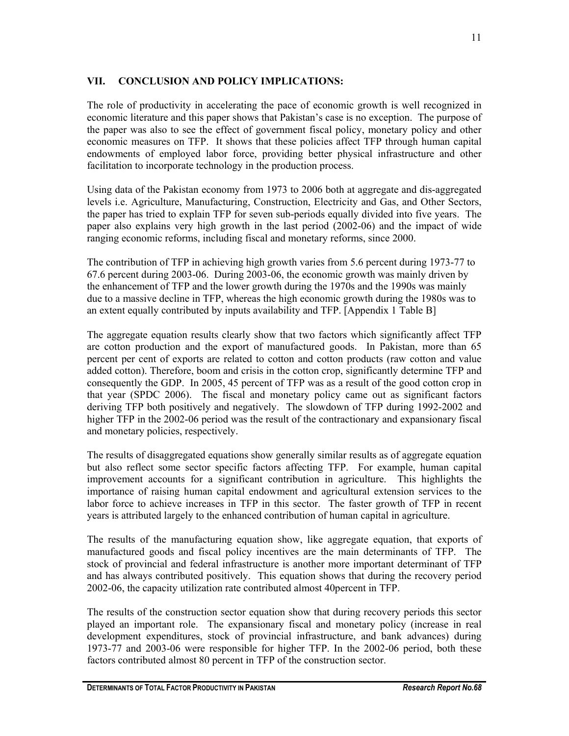## VII. CONCLUSION AND POLICY IMPLICATIONS:

The role of productivity in accelerating the pace of economic growth is well recognized in economic literature and this paper shows that Pakistan's case is no exception. The purpose of the paper was also to see the effect of government fiscal policy, monetary policy and other economic measures on TFP. It shows that these policies affect TFP through human capital endowments of employed labor force, providing better physical infrastructure and other facilitation to incorporate technology in the production process.

Using data of the Pakistan economy from 1973 to 2006 both at aggregate and dis-aggregated levels i.e. Agriculture, Manufacturing, Construction, Electricity and Gas, and Other Sectors, the paper has tried to explain TFP for seven sub-periods equally divided into five years. The paper also explains very high growth in the last period (2002-06) and the impact of wide ranging economic reforms, including fiscal and monetary reforms, since 2000.

The contribution of TFP in achieving high growth varies from 5.6 percent during 1973-77 to 67.6 percent during 2003-06. During 2003-06, the economic growth was mainly driven by the enhancement of TFP and the lower growth during the 1970s and the 1990s was mainly due to a massive decline in TFP, whereas the high economic growth during the 1980s was to an extent equally contributed by inputs availability and TFP. [Appendix 1 Table B]

The aggregate equation results clearly show that two factors which significantly affect TFP are cotton production and the export of manufactured goods. In Pakistan, more than 65 percent per cent of exports are related to cotton and cotton products (raw cotton and value added cotton). Therefore, boom and crisis in the cotton crop, significantly determine TFP and consequently the GDP. In 2005, 45 percent of TFP was as a result of the good cotton crop in that year (SPDC 2006). The fiscal and monetary policy came out as significant factors deriving TFP both positively and negatively. The slowdown of TFP during 1992-2002 and higher TFP in the 2002-06 period was the result of the contractionary and expansionary fiscal and monetary policies, respectively.

The results of disaggregated equations show generally similar results as of aggregate equation but also reflect some sector specific factors affecting TFP. For example, human capital improvement accounts for a significant contribution in agriculture. This highlights the importance of raising human capital endowment and agricultural extension services to the labor force to achieve increases in TFP in this sector. The faster growth of TFP in recent years is attributed largely to the enhanced contribution of human capital in agriculture.

The results of the manufacturing equation show, like aggregate equation, that exports of manufactured goods and fiscal policy incentives are the main determinants of TFP. The stock of provincial and federal infrastructure is another more important determinant of TFP and has always contributed positively. This equation shows that during the recovery period 2002-06, the capacity utilization rate contributed almost 40percent in TFP.

The results of the construction sector equation show that during recovery periods this sector played an important role. The expansionary fiscal and monetary policy (increase in real development expenditures, stock of provincial infrastructure, and bank advances) during 1973-77 and 2003-06 were responsible for higher TFP. In the 2002-06 period, both these factors contributed almost 80 percent in TFP of the construction sector.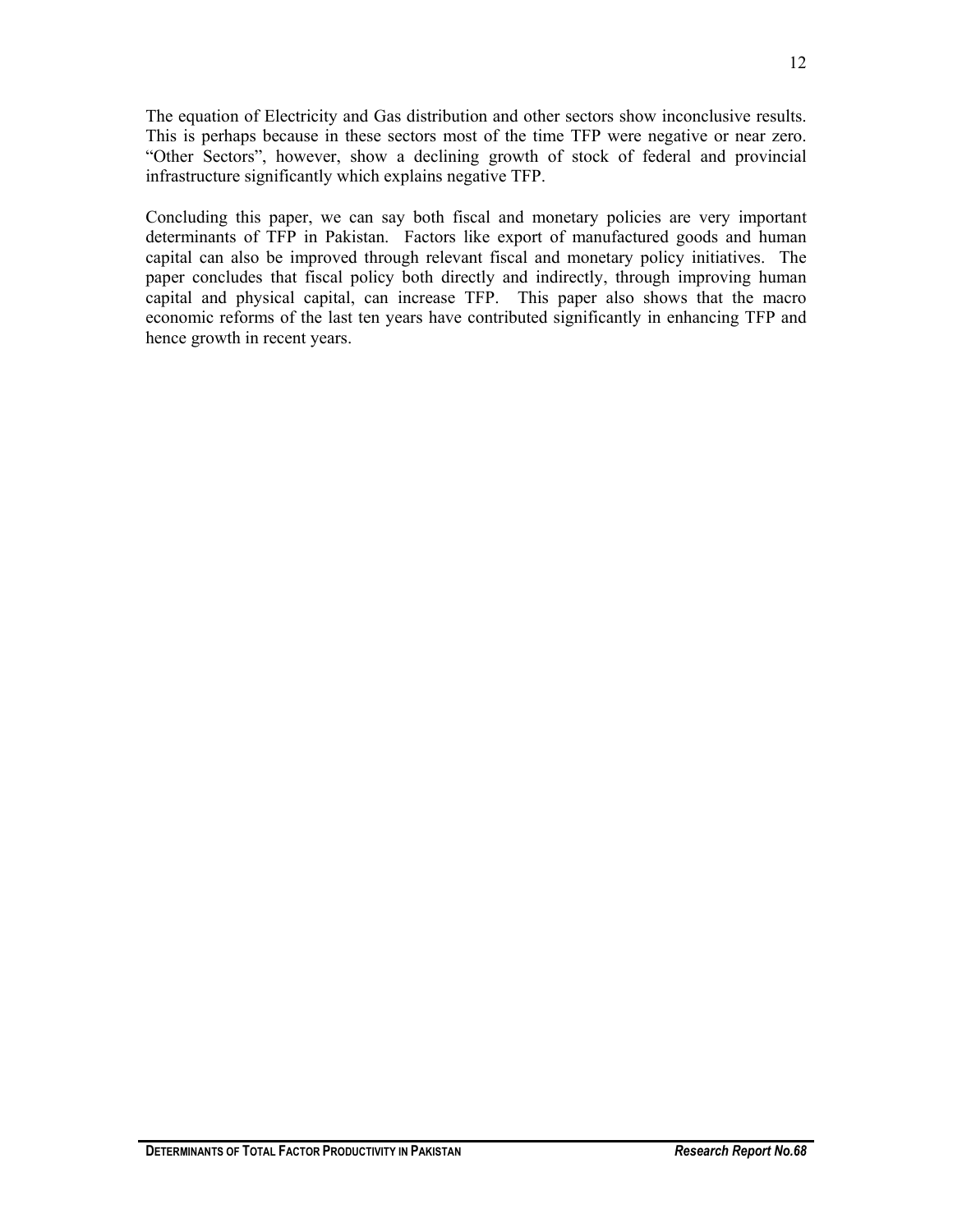The equation of Electricity and Gas distribution and other sectors show inconclusive results. This is perhaps because in these sectors most of the time TFP were negative or near zero. "Other Sectors", however, show a declining growth of stock of federal and provincial infrastructure significantly which explains negative TFP.

Concluding this paper, we can say both fiscal and monetary policies are very important determinants of TFP in Pakistan. Factors like export of manufactured goods and human capital can also be improved through relevant fiscal and monetary policy initiatives. The paper concludes that fiscal policy both directly and indirectly, through improving human capital and physical capital, can increase TFP. This paper also shows that the macro economic reforms of the last ten years have contributed significantly in enhancing TFP and hence growth in recent years.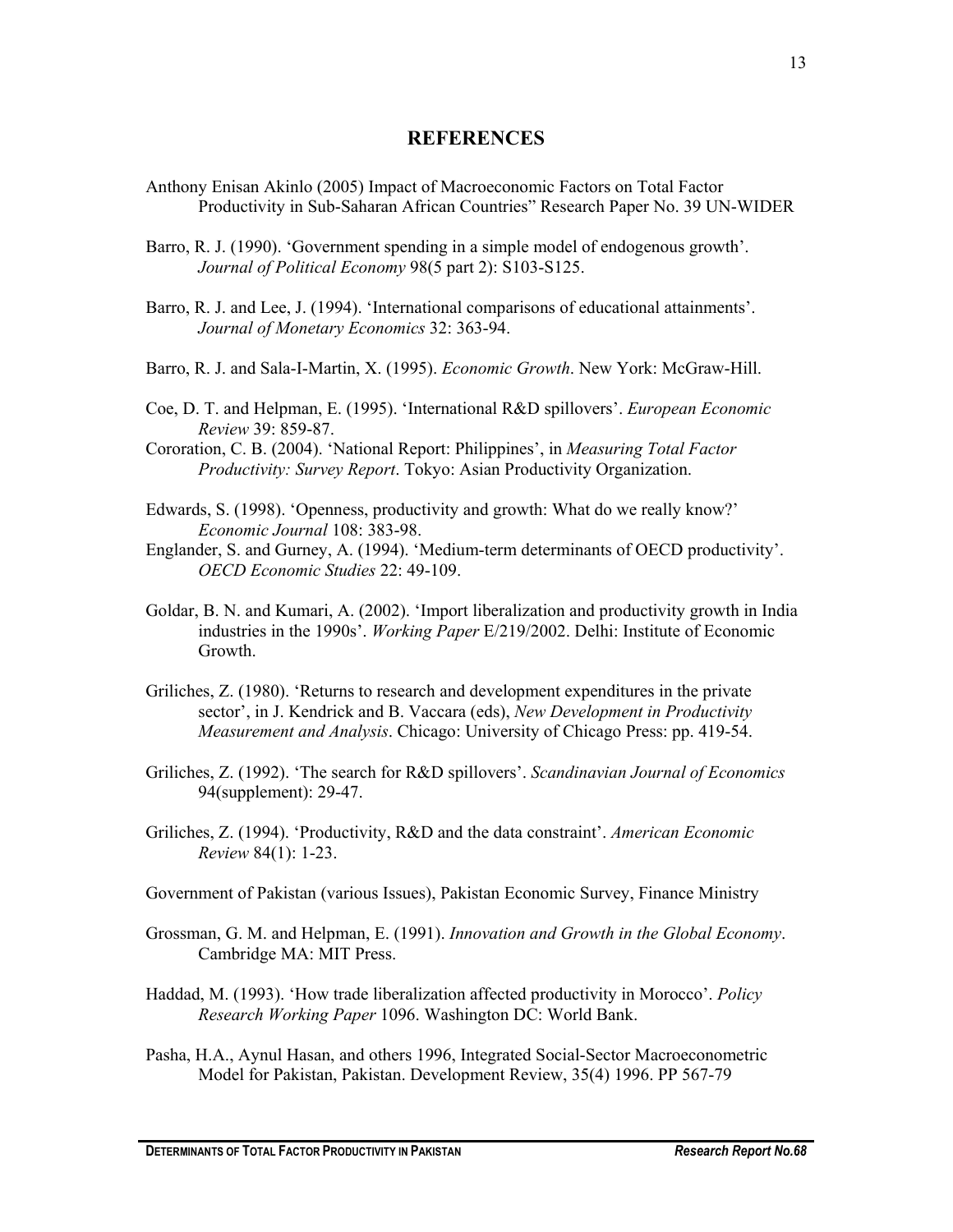## REFERENCES

Anthony Enisan Akinlo (2005) Impact of Macroeconomic Factors on Total Factor Productivity in Sub-Saharan African Countries" Research Paper No. 39 UN-WIDER

Barro, R. J. (1990). 'Government spending in a simple model of endogenous growth'. *Journal of Political Economy* 98(5 part 2): S103-S125.

Barro, R. J. and Lee, J. (1994). 'International comparisons of educational attainments'. *Journal of Monetary Economics* 32: 363-94.

Barro, R. J. and Sala-I-Martin, X. (1995). *Economic Growth*. New York: McGraw-Hill.

Coe, D. T. and Helpman, E. (1995). 'International R&D spillovers'. *European Economic Review* 39: 859-87.

Cororation, C. B. (2004). 'National Report: Philippines', in *Measuring Total Factor Productivity: Survey Report*. Tokyo: Asian Productivity Organization.

Edwards, S. (1998). 'Openness, productivity and growth: What do we really know?' *Economic Journal* 108: 383-98.

Englander, S. and Gurney, A. (1994). 'Medium-term determinants of OECD productivity'. *OECD Economic Studies* 22: 49-109.

Goldar, B. N. and Kumari, A. (2002). 'Import liberalization and productivity growth in India industries in the 1990s'. *Working Paper* E/219/2002. Delhi: Institute of Economic Growth.

Griliches, Z. (1980). 'Returns to research and development expenditures in the private sector', in J. Kendrick and B. Vaccara (eds), *New Development in Productivity Measurement and Analysis*. Chicago: University of Chicago Press: pp. 419-54.

Griliches, Z. (1992). 'The search for R&D spillovers'. *Scandinavian Journal of Economics* 94(supplement): 29-47.

Griliches, Z. (1994). 'Productivity, R&D and the data constraint'. *American Economic Review* 84(1): 1-23.

Government of Pakistan (various Issues), Pakistan Economic Survey, Finance Ministry

Grossman, G. M. and Helpman, E. (1991). *Innovation and Growth in the Global Economy*. Cambridge MA: MIT Press.

Haddad, M. (1993). 'How trade liberalization affected productivity in Morocco'. *Policy Research Working Paper* 1096. Washington DC: World Bank.

Pasha, H.A., Aynul Hasan, and others 1996, Integrated Social-Sector Macroeconometric Model for Pakistan, Pakistan. Development Review, 35(4) 1996. PP 567-79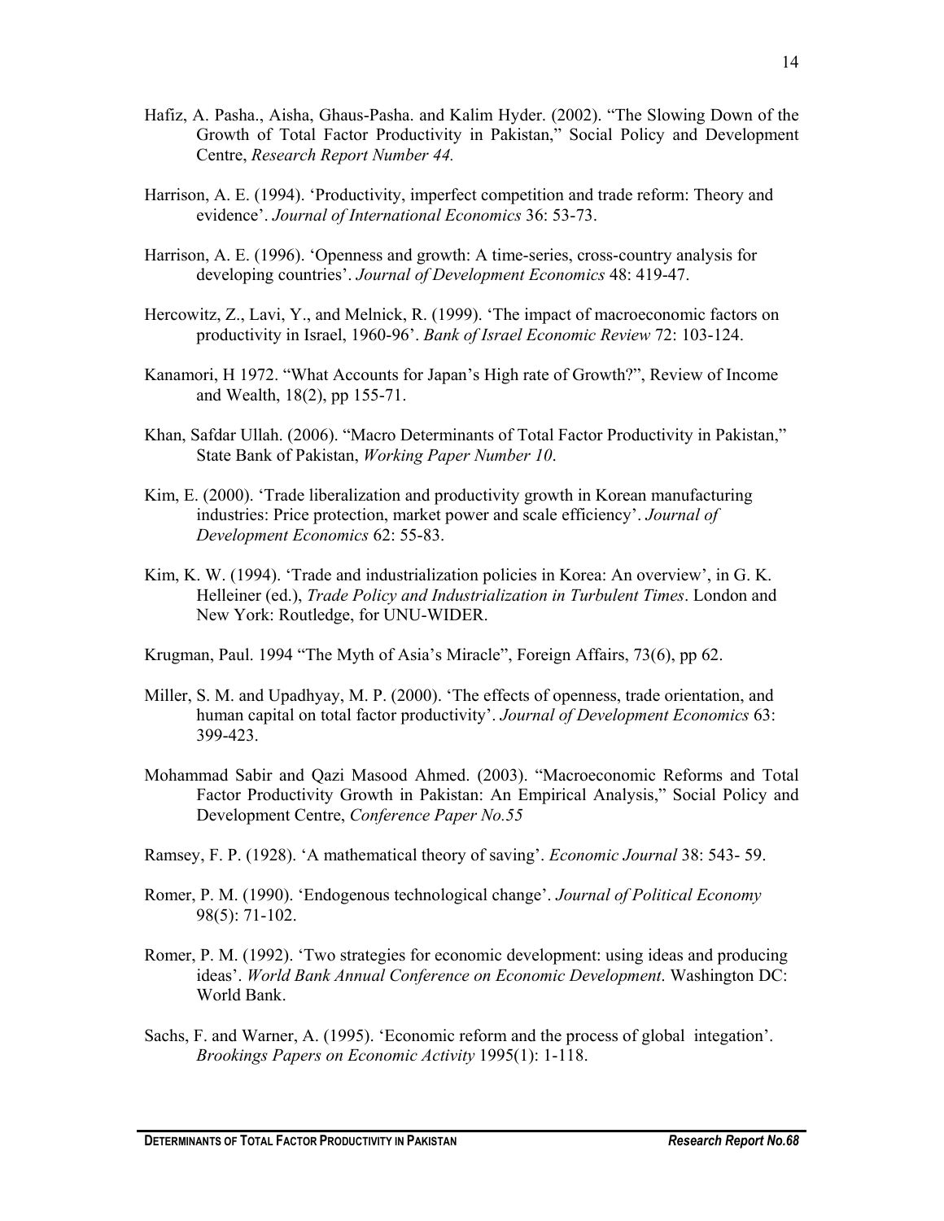Hafiz, A. Pasha., Aisha, Ghaus-Pasha. and Kalim Hyder. (2002). "The Slowing Down of the Growth of Total Factor Productivity in Pakistan," Social Policy and Development Centre, *Research Report Number 44.*

Harrison, A. E. (1994). 'Productivity, imperfect competition and trade reform: Theory and evidence'. *Journal of International Economics* 36: 53-73.

Harrison, A. E. (1996). 'Openness and growth: A time-series, cross-country analysis for developing countries'. *Journal of Development Economics* 48: 419-47.

Hercowitz, Z., Lavi, Y., and Melnick, R. (1999). 'The impact of macroeconomic factors on productivity in Israel, 1960-96'. *Bank of Israel Economic Review* 72: 103-124.

Kanamori, H 1972. "What Accounts for Japan's High rate of Growth?", Review of Income and Wealth, 18(2), pp 155-71.

Khan, Safdar Ullah. (2006). "Macro Determinants of Total Factor Productivity in Pakistan," State Bank of Pakistan, *Working Paper Number 10*.

Kim, E. (2000). 'Trade liberalization and productivity growth in Korean manufacturing industries: Price protection, market power and scale efficiency'. *Journal of Development Economics* 62: 55-83.

Kim, K. W. (1994). 'Trade and industrialization policies in Korea: An overview', in G. K. Helleiner (ed.), *Trade Policy and Industrialization in Turbulent Times*. London and New York: Routledge, for UNU-WIDER.

Krugman, Paul. 1994 "The Myth of Asia's Miracle", Foreign Affairs, 73(6), pp 62.

Miller, S. M. and Upadhyay, M. P. (2000). 'The effects of openness, trade orientation, and human capital on total factor productivity'. *Journal of Development Economics* 63: 399-423.

Mohammad Sabir and Qazi Masood Ahmed. (2003). "Macroeconomic Reforms and Total Factor Productivity Growth in Pakistan: An Empirical Analysis," Social Policy and Development Centre, *Conference Paper No.55*

Ramsey, F. P. (1928). 'A mathematical theory of saving'. *Economic Journal* 38: 543- 59.

Romer, P. M. (1990). 'Endogenous technological change'. *Journal of Political Economy* 98(5): 71-102.

Romer, P. M. (1992). 'Two strategies for economic development: using ideas and producing ideas'. *World Bank Annual Conference on Economic Development*. Washington DC: World Bank.

Sachs, F. and Warner, A. (1995). 'Economic reform and the process of global integation'. *Brookings Papers on Economic Activity* 1995(1): 1-118.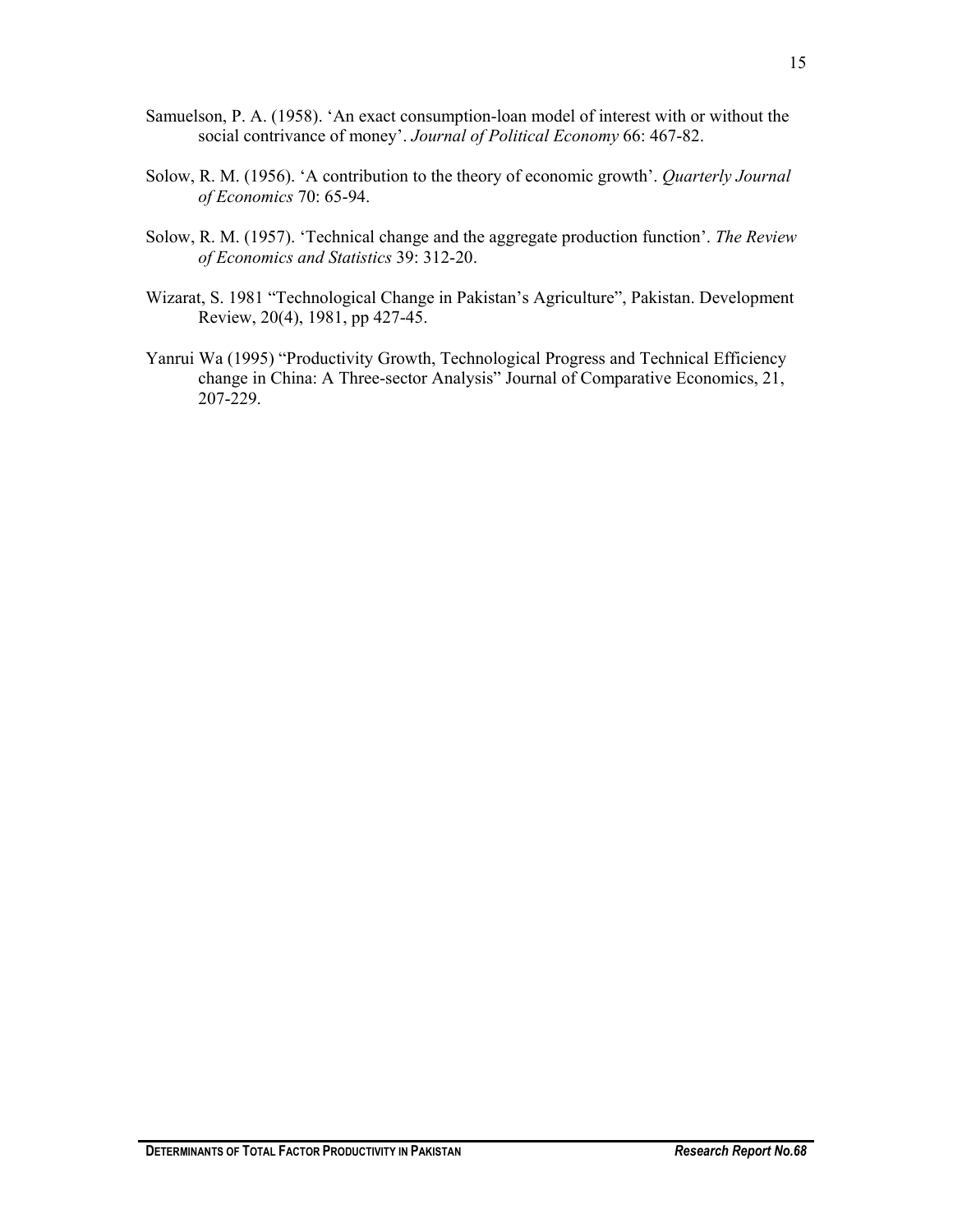Samuelson, P. A. (1958). 'An exact consumption-loan model of interest with or without the social contrivance of money'. *Journal of Political Economy* 66: 467-82.

Solow, R. M. (1956). 'A contribution to the theory of economic growth'. *Quarterly Journal of Economics* 70: 65-94.

Solow, R. M. (1957). 'Technical change and the aggregate production function'. *The Review of Economics and Statistics* 39: 312-20.

Wizarat, S. 1981 "Technological Change in Pakistan's Agriculture", Pakistan. Development Review, 20(4), 1981, pp 427-45.

Yanrui Wa (1995) "Productivity Growth, Technological Progress and Technical Efficiency change in China: A Three-sector Analysis" Journal of Comparative Economics, 21, 207-229.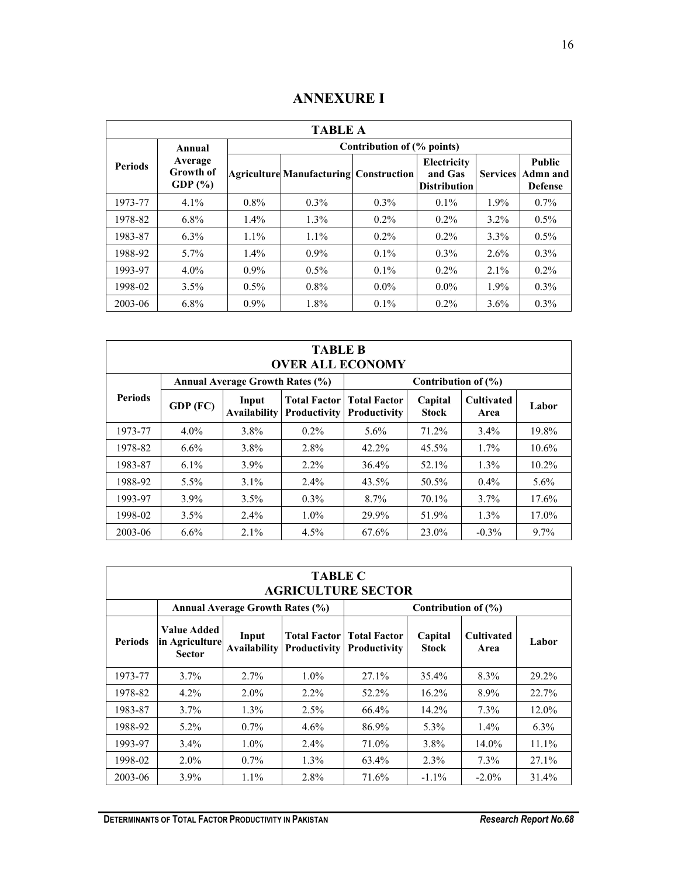# ANNEXURE I

| TABLE A | | | | | | | |
|---|---|---|---|---|---|---|---|
| **Periods** | **Annual Average Growth of GDP (%)** | **Contribution of (% points)** | | | | | |
| | | **Agriculture** | **Manufacturing** | **Construction** | **Electricity and Gas Distribution** | **Services** | **Public Admn and Defense** |
| 1973-77 | 4.1% | 0.8% | 0.3% | 0.3% | 0.1% | 1.9% | 0.7% |
| 1978-82 | 6.8% | 1.4% | 1.3% | 0.2% | 0.2% | 3.2% | 0.5% |
| 1983-87 | 6.3% | 1.1% | 1.1% | 0.2% | 0.2% | 3.3% | 0.5% |
| 1988-92 | 5.7% | 1.4% | 0.9% | 0.1% | 0.3% | 2.6% | 0.3% |
| 1993-97 | 4.0% | 0.9% | 0.5% | 0.1% | 0.2% | 2.1% | 0.2% |
| 1998-02 | 3.5% | 0.5% | 0.8% | 0.0% | 0.0% | 1.9% | 0.3% |
| 2003-06 | 6.8% | 0.9% | 1.8% | 0.1% | 0.2% | 3.6% | 0.3% |

| TABLE B OVER ALL ECONOMY | | | | | | | |
|---|---|---|---|---|---|---|---|
| **Periods** | **Annual Average Growth Rates (%)** | | | **Contribution of (%)** | | | |
| | **GDP (FC)** | **Input Availability** | **Total Factor Productivity** | **Total Factor Productivity** | **Capital Stock** | **Cultivated Area** | **Labor** |
| 1973-77 | 4.0% | 3.8% | 0.2% | 5.6% | 71.2% | 3.4% | 19.8% |
| 1978-82 | 6.6% | 3.8% | 2.8% | 42.2% | 45.5% | 1.7% | 10.6% |
| 1983-87 | 6.1% | 3.9% | 2.2% | 36.4% | 52.1% | 1.3% | 10.2% |
| 1988-92 | 5.5% | 3.1% | 2.4% | 43.5% | 50.5% | 0.4% | 5.6% |
| 1993-97 | 3.9% | 3.5% | 0.3% | 8.7% | 70.1% | 3.7% | 17.6% |
| 1998-02 | 3.5% | 2.4% | 1.0% | 29.9% | 51.9% | 1.3% | 17.0% |
| 2003-06 | 6.6% | 2.1% | 4.5% | 67.6% | 23.0% | -0.3% | 9.7% |

| TABLE C AGRICULTURE SECTOR | | | | | | | |
|---|---|---|---|---|---|---|---|
| | **Annual Average Growth Rates (%)** | | | **Contribution of (%)** | | | |
| **Periods** | **Value Added in Agriculture Sector** | **Input Availability** | **Total Factor Productivity** | **Total Factor Productivity** | **Capital Stock** | **Cultivated Area** | **Labor** |
| 1973-77 | 3.7% | 2.7% | 1.0% | 27.1% | 35.4% | 8.3% | 29.2% |
| 1978-82 | 4.2% | 2.0% | 2.2% | 52.2% | 16.2% | 8.9% | 22.7% |
| 1983-87 | 3.7% | 1.3% | 2.5% | 66.4% | 14.2% | 7.3% | 12.0% |
| 1988-92 | 5.2% | 0.7% | 4.6% | 86.9% | 5.3% | 1.4% | 6.3% |
| 1993-97 | 3.4% | 1.0% | 2.4% | 71.0% | 3.8% | 14.0% | 11.1% |
| 1998-02 | 2.0% | 0.7% | 1.3% | 63.4% | 2.3% | 7.3% | 27.1% |
| 2003-06 | 3.9% | 1.1% | 2.8% | 71.6% | -1.1% | -2.0% | 31.4% |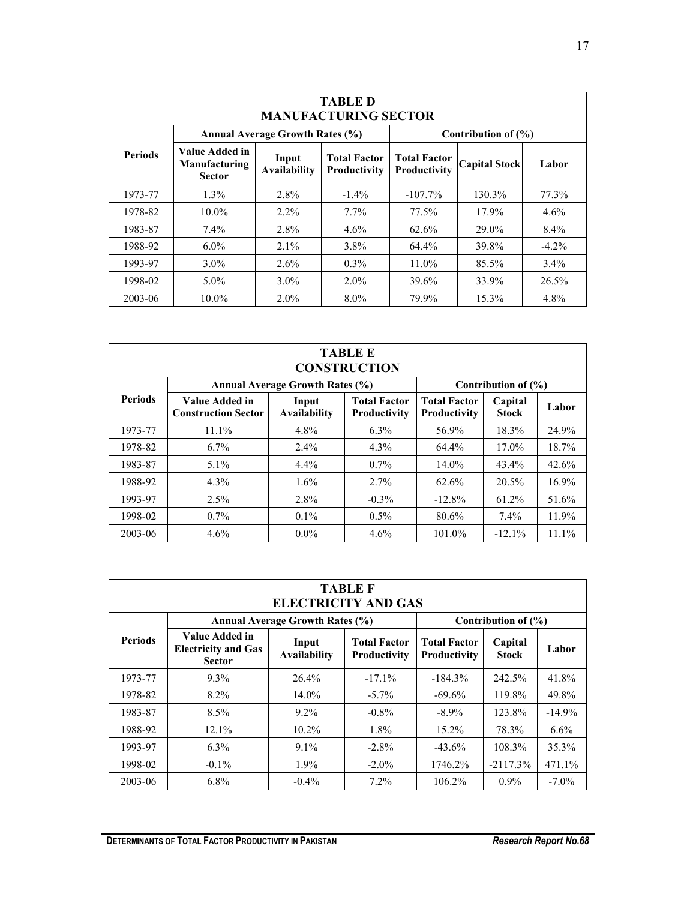| TABLE D MANUFACTURING SECTOR | | | | | | |
|---|---|---|---|---|---|---|
| | Annual Average Growth Rates (%) | | | Contribution of (%) | | |
| Periods | Value Added in Manufacturing Sector | Input Availability | Total Factor Productivity | Total Factor Productivity | Capital Stock | Labor |
| 1973-77 | 1.3% | 2.8% | -1.4% | -107.7% | 130.3% | 77.3% |
| 1978-82 | 10.0% | 2.2% | 7.7% | 77.5% | 17.9% | 4.6% |
| 1983-87 | 7.4% | 2.8% | 4.6% | 62.6% | 29.0% | 8.4% |
| 1988-92 | 6.0% | 2.1% | 3.8% | 64.4% | 39.8% | -4.2% |
| 1993-97 | 3.0% | 2.6% | 0.3% | 11.0% | 85.5% | 3.4% |
| 1998-02 | 5.0% | 3.0% | 2.0% | 39.6% | 33.9% | 26.5% |
| 2003-06 | 10.0% | 2.0% | 8.0% | 79.9% | 15.3% | 4.8% |

| TABLE E CONSTRUCTION | | | | | | |
|---|---|---|---|---|---|---|
| | Annual Average Growth Rates (%) | | | Contribution of (%) | | |
| Periods | Value Added in Construction Sector | Input Availability | Total Factor Productivity | Total Factor Productivity | Capital Stock | Labor |
| 1973-77 | 11.1% | 4.8% | 6.3% | 56.9% | 18.3% | 24.9% |
| 1978-82 | 6.7% | 2.4% | 4.3% | 64.4% | 17.0% | 18.7% |
| 1983-87 | 5.1% | 4.4% | 0.7% | 14.0% | 43.4% | 42.6% |
| 1988-92 | 4.3% | 1.6% | 2.7% | 62.6% | 20.5% | 16.9% |
| 1993-97 | 2.5% | 2.8% | -0.3% | -12.8% | 61.2% | 51.6% |
| 1998-02 | 0.7% | 0.1% | 0.5% | 80.6% | 7.4% | 11.9% |
| 2003-06 | 4.6% | 0.0% | 4.6% | 101.0% | -12.1% | 11.1% |

| TABLE F ELECTRICITY AND GAS | | | | | | |
|---|---|---|---|---|---|---|
| | Annual Average Growth Rates (%) | | | Contribution of (%) | | |
| Periods | Value Added in Electricity and Gas Sector | Input Availability | Total Factor Productivity | Total Factor Productivity | Capital Stock | Labor |
| 1973-77 | 9.3% | 26.4% | -17.1% | -184.3% | 242.5% | 41.8% |
| 1978-82 | 8.2% | 14.0% | -5.7% | -69.6% | 119.8% | 49.8% |
| 1983-87 | 8.5% | 9.2% | -0.8% | -8.9% | 123.8% | -14.9% |
| 1988-92 | 12.1% | 10.2% | 1.8% | 15.2% | 78.3% | 6.6% |
| 1993-97 | 6.3% | 9.1% | -2.8% | -43.6% | 108.3% | 35.3% |
| 1998-02 | -0.1% | 1.9% | -2.0% | 1746.2% | -2117.3% | 471.1% |
| 2003-06 | 6.8% | -0.4% | 7.2% | 106.2% | 0.9% | -7.0% |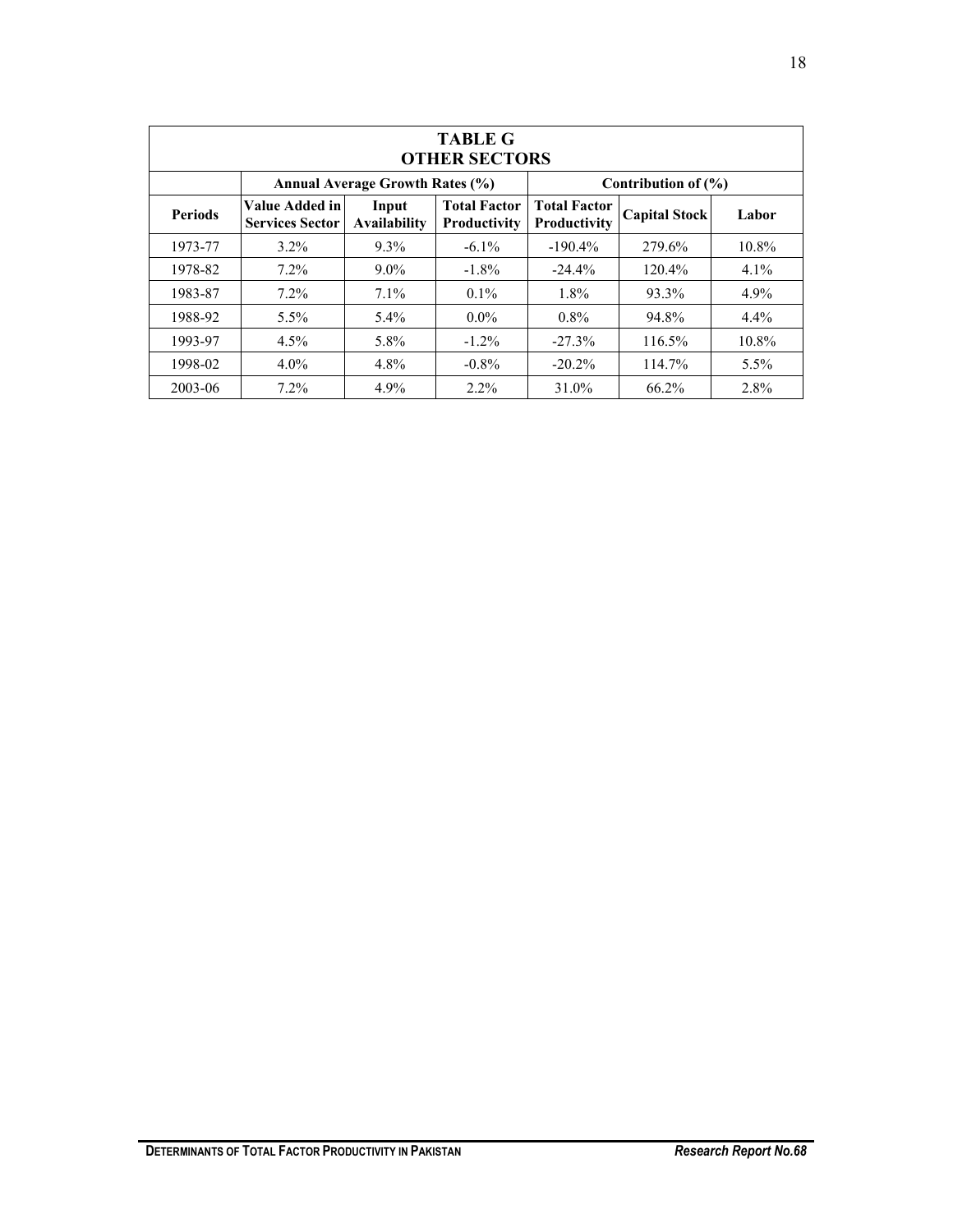| TABLE G OTHER SECTORS | | | | | | |
|---|---|---|---|---|---|---|
| | Annual Average Growth Rates (%) | | | Contribution of (%) | | |
| Periods | Value Added in Services Sector | Input Availability | Total Factor Productivity | Total Factor Productivity | Capital Stock | Labor |
| 1973-77 | 3.2% | 9.3% | -6.1% | -190.4% | 279.6% | 10.8% |
| 1978-82 | 7.2% | 9.0% | -1.8% | -24.4% | 120.4% | 4.1% |
| 1983-87 | 7.2% | 7.1% | 0.1% | 1.8% | 93.3% | 4.9% |
| 1988-92 | 5.5% | 5.4% | 0.0% | 0.8% | 94.8% | 4.4% |
| 1993-97 | 4.5% | 5.8% | -1.2% | -27.3% | 116.5% | 10.8% |
| 1998-02 | 4.0% | 4.8% | -0.8% | -20.2% | 114.7% | 5.5% |
| 2003-06 | 7.2% | 4.9% | 2.2% | 31.0% | 66.2% | 2.8% |